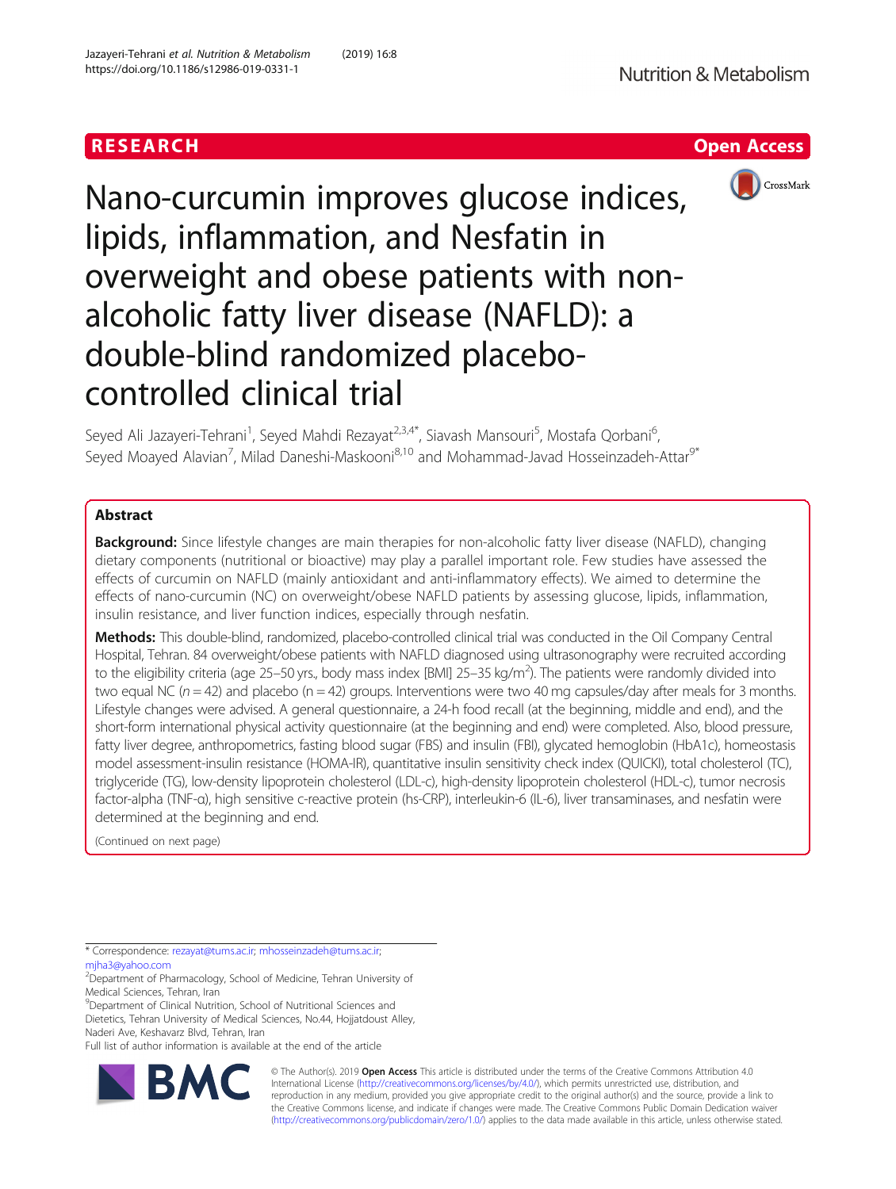RESEARCH

Open Access

# Nano-curcumin improves glucose indices, lipids, inflammation, and Nesfatin in overweight and obese patients with non-alcoholic fatty liver disease (NAFLD): a double-blind randomized placebo-controlled clinical trial

Seyed Ali Jazayeri-Tehrani[1], Seyed Mahdi Rezayat[2,3,4*], Siavash Mansouri[5], Mostafa Qorbani[6], Seyed Moayed Alavian[7], Milad Daneshi-Maskooni[8,10] and Mohammad-Javad Hosseinzadeh-Attar[9*]

## Abstract

**Background:** Since lifestyle changes are main therapies for non-alcoholic fatty liver disease (NAFLD), changing dietary components (nutritional or bioactive) may play a parallel important role. Few studies have assessed the effects of curcumin on NAFLD (mainly antioxidant and anti-inflammatory effects). We aimed to determine the effects of nano-curcumin (NC) on overweight/obese NAFLD patients by assessing glucose, lipids, inflammation, insulin resistance, and liver function indices, especially through nesfatin.

**Methods:** This double-blind, randomized, placebo-controlled clinical trial was conducted in the Oil Company Central Hospital, Tehran. 84 overweight/obese patients with NAFLD diagnosed using ultrasonography were recruited according to the eligibility criteria (age 25–50 yrs., body mass index [BMI] 25–35 kg/m$^2$). The patients were randomly divided into two equal NC ($n = 42$) and placebo ($n = 42$) groups. Interventions were two 40 mg capsules/day after meals for 3 months. Lifestyle changes were advised. A general questionnaire, a 24-h food recall (at the beginning, middle and end), and the short-form international physical activity questionnaire (at the beginning and end) were completed. Also, blood pressure, fatty liver degree, anthropometrics, fasting blood sugar (FBS) and insulin (FBI), glycated hemoglobin (HbA1c), homeostasis model assessment-insulin resistance (HOMA-IR), quantitative insulin sensitivity check index (QUICKI), total cholesterol (TC), triglyceride (TG), low-density lipoprotein cholesterol (LDL-c), high-density lipoprotein cholesterol (HDL-c), tumor necrosis factor-alpha (TNF-α), high sensitive c-reactive protein (hs-CRP), interleukin-6 (IL-6), liver transaminases, and nesfatin were determined at the beginning and end.

(Continued on next page)

* Correspondence: rezayat@tums.ac.ir; mhosseinzadeh@tums.ac.ir; mjha3@yahoo.com
[2]Department of Pharmacology, School of Medicine, Tehran University of Medical Sciences, Tehran, Iran
[9]Department of Clinical Nutrition, School of Nutritional Sciences and Dietetics, Tehran University of Medical Sciences, No.44, Hojjatdoust Alley, Naderi Ave, Keshavarz Blvd, Tehran, Iran
Full list of author information is available at the end of the article

© The Author(s). 2019 **Open Access** This article is distributed under the terms of the Creative Commons Attribution 4.0 International License (http://creativecommons.org/licenses/by/4.0/), which permits unrestricted use, distribution, and reproduction in any medium, provided you give appropriate credit to the original author(s) and the source, provide a link to the Creative Commons license, and indicate if changes were made. The Creative Commons Public Domain Dedication waiver (http://creativecommons.org/publicdomain/zero/1.0/) applies to the data made available in this article, unless otherwise stated.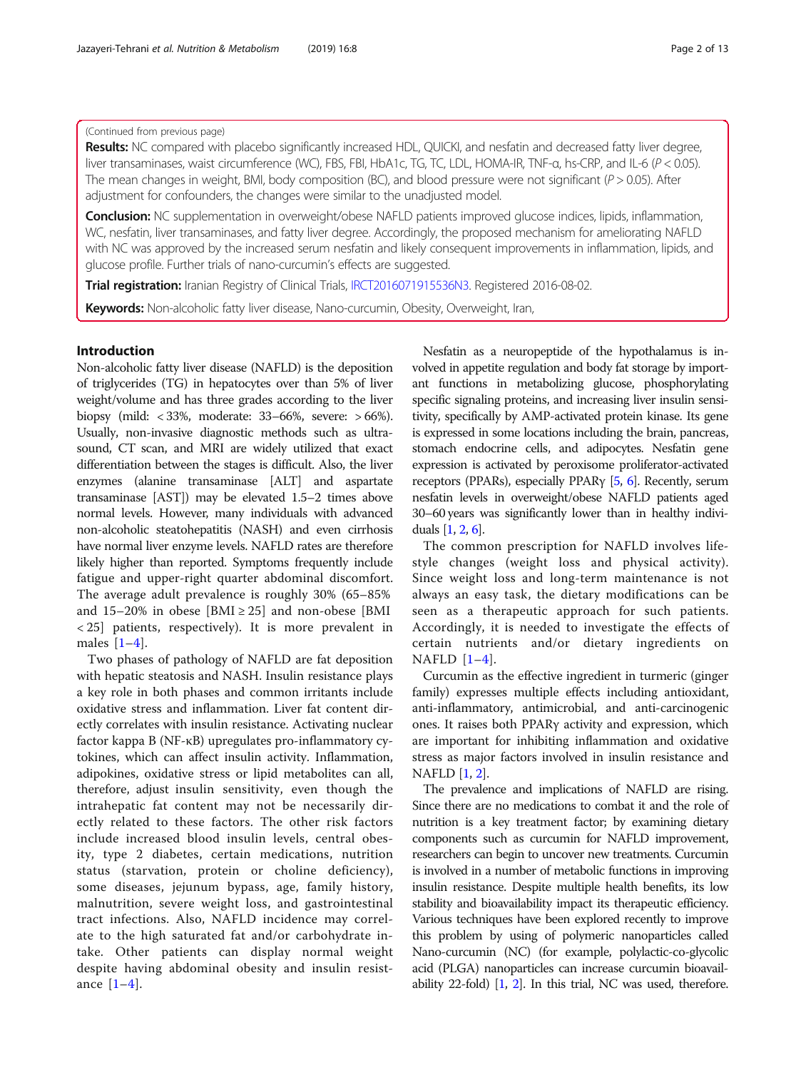(Continued from previous page)

**Results:** NC compared with placebo significantly increased HDL, QUICKI, and nesfatin and decreased fatty liver degree, liver transaminases, waist circumference (WC), FBS, FBI, HbA1c, TG, TC, LDL, HOMA-IR, TNF-α, hs-CRP, and IL-6 ($P < 0.05$). The mean changes in weight, BMI, body composition (BC), and blood pressure were not significant ($P > 0.05$). After adjustment for confounders, the changes were similar to the unadjusted model.

**Conclusion:** NC supplementation in overweight/obese NAFLD patients improved glucose indices, lipids, inflammation, WC, nesfatin, liver transaminases, and fatty liver degree. Accordingly, the proposed mechanism for ameliorating NAFLD with NC was approved by the increased serum nesfatin and likely consequent improvements in inflammation, lipids, and glucose profile. Further trials of nano-curcumin's effects are suggested.

**Trial registration:** Iranian Registry of Clinical Trials, IRCT2016071915536N3. Registered 2016-08-02.

**Keywords:** Non-alcoholic fatty liver disease, Nano-curcumin, Obesity, Overweight, Iran,

## Introduction

Non-alcoholic fatty liver disease (NAFLD) is the deposition of triglycerides (TG) in hepatocytes over than 5% of liver weight/volume and has three grades according to the liver biopsy (mild: < 33%, moderate: 33–66%, severe: > 66%). Usually, non-invasive diagnostic methods such as ultrasound, CT scan, and MRI are widely utilized that exact differentiation between the stages is difficult. Also, the liver enzymes (alanine transaminase [ALT] and aspartate transaminase [AST]) may be elevated 1.5–2 times above normal levels. However, many individuals with advanced non-alcoholic steatohepatitis (NASH) and even cirrhosis have normal liver enzyme levels. NAFLD rates are therefore likely higher than reported. Symptoms frequently include fatigue and upper-right quarter abdominal discomfort. The average adult prevalence is roughly 30% (65–85% and 15–20% in obese [BMI ≥ 25] and non-obese [BMI < 25] patients, respectively). It is more prevalent in males [1–4].

Two phases of pathology of NAFLD are fat deposition with hepatic steatosis and NASH. Insulin resistance plays a key role in both phases and common irritants include oxidative stress and inflammation. Liver fat content directly correlates with insulin resistance. Activating nuclear factor kappa B (NF-κB) upregulates pro-inflammatory cytokines, which can affect insulin activity. Inflammation, adipokines, oxidative stress or lipid metabolites can all, therefore, adjust insulin sensitivity, even though the intrahepatic fat content may not be necessarily directly related to these factors. The other risk factors include increased blood insulin levels, central obesity, type 2 diabetes, certain medications, nutrition status (starvation, protein or choline deficiency), some diseases, jejunum bypass, age, family history, malnutrition, severe weight loss, and gastrointestinal tract infections. Also, NAFLD incidence may correlate to the high saturated fat and/or carbohydrate intake. Other patients can display normal weight despite having abdominal obesity and insulin resistance [1–4].

Nesfatin as a neuropeptide of the hypothalamus is involved in appetite regulation and body fat storage by important functions in metabolizing glucose, phosphorylating specific signaling proteins, and increasing liver insulin sensitivity, specifically by AMP-activated protein kinase. Its gene is expressed in some locations including the brain, pancreas, stomach endocrine cells, and adipocytes. Nesfatin gene expression is activated by peroxisome proliferator-activated receptors (PPARs), especially PPARγ [5, 6]. Recently, serum nesfatin levels in overweight/obese NAFLD patients aged 30–60 years was significantly lower than in healthy individuals [1, 2, 6].

The common prescription for NAFLD involves lifestyle changes (weight loss and physical activity). Since weight loss and long-term maintenance is not always an easy task, the dietary modifications can be seen as a therapeutic approach for such patients. Accordingly, it is needed to investigate the effects of certain nutrients and/or dietary ingredients on NAFLD [1–4].

Curcumin as the effective ingredient in turmeric (ginger family) expresses multiple effects including antioxidant, anti-inflammatory, antimicrobial, and anti-carcinogenic ones. It raises both PPARγ activity and expression, which are important for inhibiting inflammation and oxidative stress as major factors involved in insulin resistance and NAFLD [1, 2].

The prevalence and implications of NAFLD are rising. Since there are no medications to combat it and the role of nutrition is a key treatment factor; by examining dietary components such as curcumin for NAFLD improvement, researchers can begin to uncover new treatments. Curcumin is involved in a number of metabolic functions in improving insulin resistance. Despite multiple health benefits, its low stability and bioavailability impact its therapeutic efficiency. Various techniques have been explored recently to improve this problem by using of polymeric nanoparticles called Nano-curcumin (NC) (for example, polylactic-co-glycolic acid (PLGA) nanoparticles can increase curcumin bioavailability 22-fold) [1, 2]. In this trial, NC was used, therefore.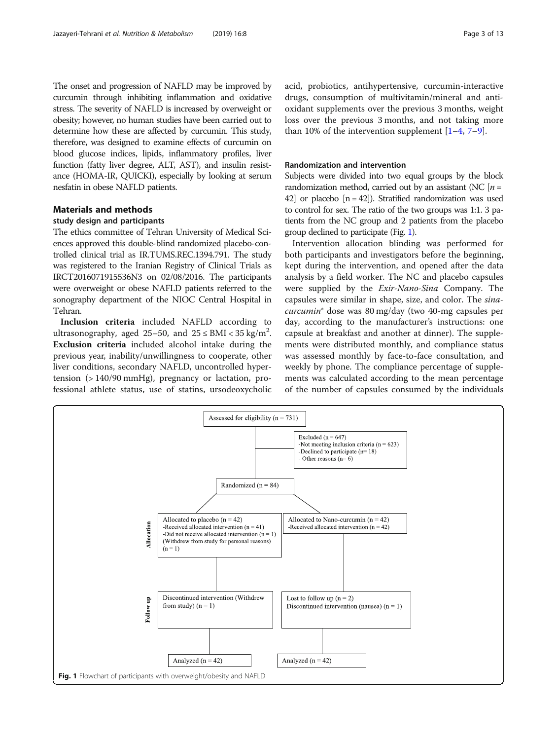The onset and progression of NAFLD may be improved by curcumin through inhibiting inflammation and oxidative stress. The severity of NAFLD is increased by overweight or obesity; however, no human studies have been carried out to determine how these are affected by curcumin. This study, therefore, was designed to examine effects of curcumin on blood glucose indices, lipids, inflammatory profiles, liver function (fatty liver degree, ALT, AST), and insulin resistance (HOMA-IR, QUICKI), especially by looking at serum nesfatin in obese NAFLD patients.

## Materials and methods

### study design and participants

The ethics committee of Tehran University of Medical Sciences approved this double-blind randomized placebo-controlled clinical trial as IR.TUMS.REC.1394.791. The study was registered to the Iranian Registry of Clinical Trials as IRCT2016071915536N3 on 02/08/2016. The participants were overweight or obese NAFLD patients referred to the sonography department of the NIOC Central Hospital in Tehran.

**Inclusion criteria** included NAFLD according to ultrasonography, aged 25–50, and $25 \leq \text{BMI} < 35\ \text{kg/m}^2$. **Exclusion criteria** included alcohol intake during the previous year, inability/unwillingness to cooperate, other liver conditions, secondary NAFLD, uncontrolled hypertension (> 140/90 mmHg), pregnancy or lactation, professional athlete status, use of statins, ursodeoxycholic acid, probiotics, antihypertensive, curcumin-interactive drugs, consumption of multivitamin/mineral and antioxidant supplements over the previous 3 months, weight loss over the previous 3 months, and not taking more than 10% of the intervention supplement [1–4, 7–9].

### Randomization and intervention

Subjects were divided into two equal groups by the block randomization method, carried out by an assistant (NC [$n = 42$] or placebo [$n = 42$]). Stratified randomization was used to control for sex. The ratio of the two groups was 1:1. 3 patients from the NC group and 2 patients from the placebo group declined to participate (Fig. 1).

Intervention allocation blinding was performed for both participants and investigators before the beginning, kept during the intervention, and opened after the data analysis by a field worker. The NC and placebo capsules were supplied by the *Exir-Nano-Sina* Company. The capsules were similar in shape, size, and color. The *sinacurcumin*® dose was 80 mg/day (two 40-mg capsules per day, according to the manufacturer's instructions: one capsule at breakfast and another at dinner). The supplements were distributed monthly, and compliance status was assessed monthly by face-to-face consultation, and weekly by phone. The compliance percentage of supplements was calculated according to the mean percentage of the number of capsules consumed by the individuals

Assessed for eligibility (n = 731)

Excluded (n = 647)
- Not meeting inclusion criteria (n = 623)
- Declined to participate (n= 18)
- Other reasons (n= 6)

Randomized (n = 84)

**Allocation**

Allocated to placebo (n = 42)
- Received allocated intervention (n = 41)
- Did not receive allocated intervention (n = 1) (Withdrew from study for personal reasons) (n = 1)

Allocated to Nano-curcumin (n = 42)
- Received allocated intervention (n = 42)

**Follow up**

Discontinued intervention (Withdrew from study) (n = 1)

Lost to follow up (n = 2)
Discontinued intervention (nausea) (n = 1)

Analyzed (n = 42)

Analyzed (n = 42)

**Fig. 1** Flowchart of participants with overweight/obesity and NAFLD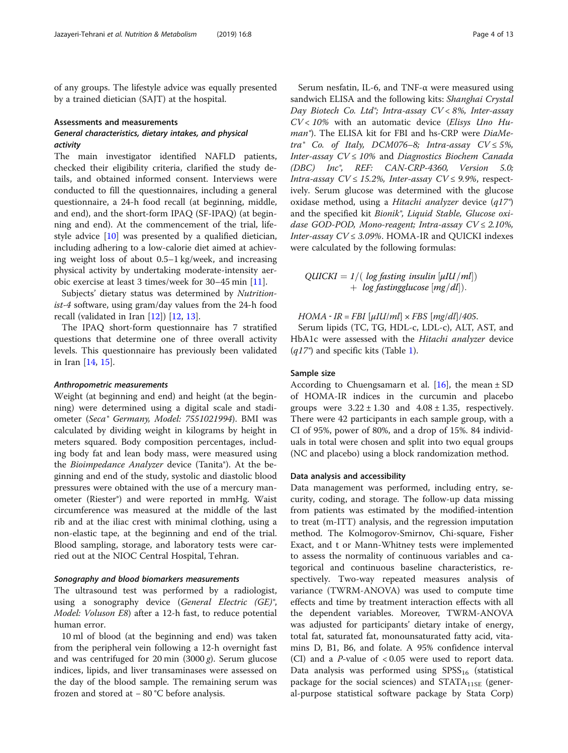of any groups. The lifestyle advice was equally presented by a trained dietician (SAJT) at the hospital.

## Assessments and measurements

### General characteristics, dietary intakes, and physical activity

The main investigator identified NAFLD patients, checked their eligibility criteria, clarified the study details, and obtained informed consent. Interviews were conducted to fill the questionnaires, including a general questionnaire, a 24-h food recall (at beginning, middle, and end), and the short-form IPAQ (SF-IPAQ) (at beginning and end). At the commencement of the trial, lifestyle advice [10] was presented by a qualified dietician, including adhering to a low-calorie diet aimed at achieving weight loss of about 0.5–1 kg/week, and increasing physical activity by undertaking moderate-intensity aerobic exercise at least 3 times/week for 30–45 min [11].

Subjects' dietary status was determined by *Nutritionist-4* software, using gram/day values from the 24-h food recall (validated in Iran [12]) [12, 13].

The IPAQ short-form questionnaire has 7 stratified questions that determine one of three overall activity levels. This questionnaire has previously been validated in Iran [14, 15].

### Anthropometric measurements

Weight (at beginning and end) and height (at the beginning) were determined using a digital scale and stadiometer (*Seca® Germany, Model: 7551021994*). BMI was calculated by dividing weight in kilograms by height in meters squared. Body composition percentages, including body fat and lean body mass, were measured using the *Bioimpedance Analyzer* device (Tanita®). At the beginning and end of the study, systolic and diastolic blood pressures were obtained with the use of a mercury manometer (Riester®) and were reported in mmHg. Waist circumference was measured at the middle of the last rib and at the iliac crest with minimal clothing, using a non-elastic tape, at the beginning and end of the trial. Blood sampling, storage, and laboratory tests were carried out at the NIOC Central Hospital, Tehran.

### Sonography and blood biomarkers measurements

The ultrasound test was performed by a radiologist, using a sonography device (*General Electric (GE)®, Model: Voluson E8*) after a 12-h fast, to reduce potential human error.

10 ml of blood (at the beginning and end) was taken from the peripheral vein following a 12-h overnight fast and was centrifuged for 20 min (3000 *g*). Serum glucose indices, lipids, and liver transaminases were assessed on the day of the blood sample. The remaining serum was frozen and stored at − 80 °C before analysis.

Serum nesfatin, IL-6, and TNF-α were measured using sandwich ELISA and the following kits: *Shanghai Crystal Day Biotech Co. Ltd®; Intra-assay CV < 8%, Inter-assay CV < 10%* with an automatic device (*Elisys Uno Human®*). The ELISA kit for FBI and hs-CRP were *DiaMetra® Co. of Italy, DCM076–8; Intra-assay CV ≤ 5%, Inter-assay CV ≤ 10%* and *Diagnostics Biochem Canada (DBC) Inc®, REF: CAN-CRP-4360, Version 5.0; Intra-assay CV ≤ 15.2%, Inter-assay CV ≤ 9.9%*, respectively. Serum glucose was determined with the glucose oxidase method, using a *Hitachi analyzer* device (*q17®*) and the specified kit *Bionik®, Liquid Stable, Glucose oxidase GOD-POD, Mono-reagent; Intra-assay CV ≤ 2.10%, Inter-assay CV ≤ 3.09%*. HOMA-IR and QUICKI indexes were calculated by the following formulas:

$$QUICKI = 1/(\log fasting\ insulin\ [\mu IU/ml] + \log fastingglucose\ [mg/dl]).$$

$$HOMA\text{-}IR = FBI\ [\mu IU/ml] \times FBS\ [mg/dl]/405.$$

Serum lipids (TC, TG, HDL-c, LDL-c), ALT, AST, and HbA1c were assessed with the *Hitachi analyzer* device (*q17®*) and specific kits (Table 1).

## Sample size

According to Chuengsamarn et al. [16], the mean ± SD of HOMA-IR indices in the curcumin and placebo groups were 3.22 ± 1.30 and 4.08 ± 1.35, respectively. There were 42 participants in each sample group, with a CI of 95%, power of 80%, and a drop of 15%. 84 individuals in total were chosen and split into two equal groups (NC and placebo) using a block randomization method.

## Data analysis and accessibility

Data management was performed, including entry, security, coding, and storage. The follow-up data missing from patients was estimated by the modified-intention to treat (m-ITT) analysis, and the regression imputation method. The Kolmogorov-Smirnov, Chi-square, Fisher Exact, and t or Mann-Whitney tests were implemented to assess the normality of continuous variables and categorical and continuous baseline characteristics, respectively. Two-way repeated measures analysis of variance (TWRM-ANOVA) was used to compute time effects and time by treatment interaction effects with all the dependent variables. Moreover, TWRM-ANOVA was adjusted for participants' dietary intake of energy, total fat, saturated fat, monounsaturated fatty acid, vitamins D, B1, B6, and folate. A 95% confidence interval (CI) and a *P*-value of < 0.05 were used to report data. Data analysis was performed using $SPSS_{16}$ (statistical package for the social sciences) and $STATA_{11SE}$ (general-purpose statistical software package by Stata Corp)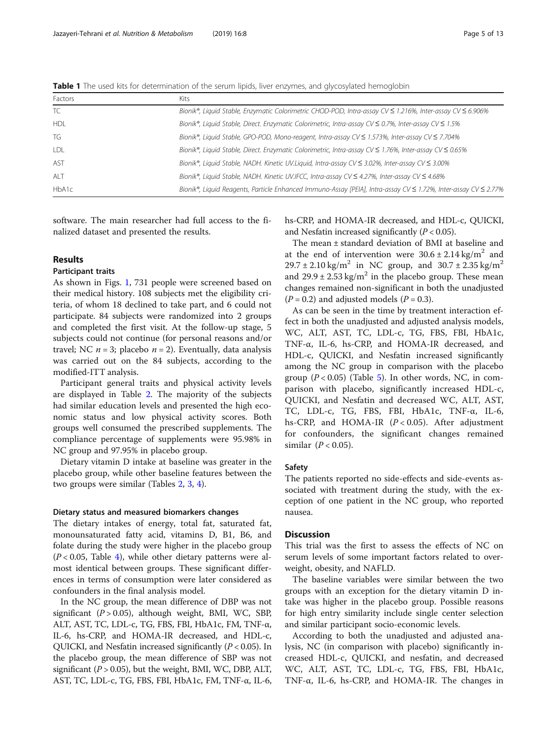**Table 1** The used kits for determination of the serum lipids, liver enzymes, and glycosylated hemoglobin

| Factors | Kits |
|---|---|
| TC | *Bionik®, Liquid Stable, Enzymatic Colorimetric CHOD-POD, Intra-assay CV ≤ 1.216%, Inter-assay CV ≤ 6.906%* |
| HDL | *Bionik®, Liquid Stable, Direct. Enzymatic Colorimetric, Intra-assay CV ≤ 0.7%, Inter-assay CV ≤ 1.5%* |
| TG | *Bionik®, Liquid Stable, GPO-POD, Mono-reagent, Intra-assay CV ≤ 1.573%, Inter-assay CV ≤ 7.704%* |
| LDL | *Bionik®, Liquid Stable, Direct. Enzymatic Colorimetric, Intra-assay CV ≤ 1.76%, Inter-assay CV ≤ 0.65%* |
| AST | *Bionik®, Liquid Stable, NADH. Kinetic UV.Liquid, Intra-assay CV ≤ 3.02%, Inter-assay CV ≤ 3.00%* |
| ALT | *Bionik®, Liquid Stable, NADH. Kinetic UV.IFCC, Intra-assay CV ≤ 4.27%, Inter-assay CV ≤ 4.68%* |
| HbA1c | *Bionik®, Liquid Reagents, Particle Enhanced Immuno-Assay [PEIA], Intra-assay CV ≤ 1.72%, Inter-assay CV ≤ 2.77%* |

software. The main researcher had full access to the finalized dataset and presented the results.

## Results

### Participant traits

As shown in Figs. 1, 731 people were screened based on their medical history. 108 subjects met the eligibility criteria, of whom 18 declined to take part, and 6 could not participate. 84 subjects were randomized into 2 groups and completed the first visit. At the follow-up stage, 5 subjects could not continue (for personal reasons and/or travel; NC $n = 3$; placebo $n = 2$). Eventually, data analysis was carried out on the 84 subjects, according to the modified-ITT analysis.

Participant general traits and physical activity levels are displayed in Table 2. The majority of the subjects had similar education levels and presented the high economic status and low physical activity scores. Both groups well consumed the prescribed supplements. The compliance percentage of supplements were 95.98% in NC group and 97.95% in placebo group.

Dietary vitamin D intake at baseline was greater in the placebo group, while other baseline features between the two groups were similar (Tables 2, 3, 4).

### Dietary status and measured biomarkers changes

The dietary intakes of energy, total fat, saturated fat, monounsaturated fatty acid, vitamins D, B1, B6, and folate during the study were higher in the placebo group ($P < 0.05$, Table 4), while other dietary patterns were almost identical between groups. These significant differences in terms of consumption were later considered as confounders in the final analysis model.

In the NC group, the mean difference of DBP was not significant ($P > 0.05$), although weight, BMI, WC, SBP, ALT, AST, TC, LDL-c, TG, FBS, FBI, HbA1c, FM, TNF-α, IL-6, hs-CRP, and HOMA-IR decreased, and HDL-c, QUICKI, and Nesfatin increased significantly ($P < 0.05$). In the placebo group, the mean difference of SBP was not significant ($P > 0.05$), but the weight, BMI, WC, DBP, ALT, AST, TC, LDL-c, TG, FBS, FBI, HbA1c, FM, TNF-α, IL-6, hs-CRP, and HOMA-IR decreased, and HDL-c, QUICKI, and Nesfatin increased significantly ($P < 0.05$).

The mean ± standard deviation of BMI at baseline and at the end of intervention were $30.6 \pm 2.14\ kg/m^2$ and $29.7 \pm 2.10\ kg/m^2$ in NC group, and $30.7 \pm 2.35\ kg/m^2$ and $29.9 \pm 2.53\ kg/m^2$ in the placebo group. These mean changes remained non-significant in both the unadjusted ($P = 0.2$) and adjusted models ($P = 0.3$).

As can be seen in the time by treatment interaction effect in both the unadjusted and adjusted analysis models, WC, ALT, AST, TC, LDL-c, TG, FBS, FBI, HbA1c, TNF-α, IL-6, hs-CRP, and HOMA-IR decreased, and HDL-c, QUICKI, and Nesfatin increased significantly among the NC group in comparison with the placebo group ($P < 0.05$) (Table 5). In other words, NC, in comparison with placebo, significantly increased HDL-c, QUICKI, and Nesfatin and decreased WC, ALT, AST, TC, LDL-c, TG, FBS, FBI, HbA1c, TNF-α, IL-6, hs-CRP, and HOMA-IR ($P < 0.05$). After adjustment for confounders, the significant changes remained similar ($P < 0.05$).

### Safety

The patients reported no side-effects and side-events associated with treatment during the study, with the exception of one patient in the NC group, who reported nausea.

## Discussion

This trial was the first to assess the effects of NC on serum levels of some important factors related to overweight, obesity, and NAFLD.

The baseline variables were similar between the two groups with an exception for the dietary vitamin D intake was higher in the placebo group. Possible reasons for high entry similarity include single center selection and similar participant socio-economic levels.

According to both the unadjusted and adjusted analysis, NC (in comparison with placebo) significantly increased HDL-c, QUICKI, and nesfatin, and decreased WC, ALT, AST, TC, LDL-c, TG, FBS, FBI, HbA1c, TNF-α, IL-6, hs-CRP, and HOMA-IR. The changes in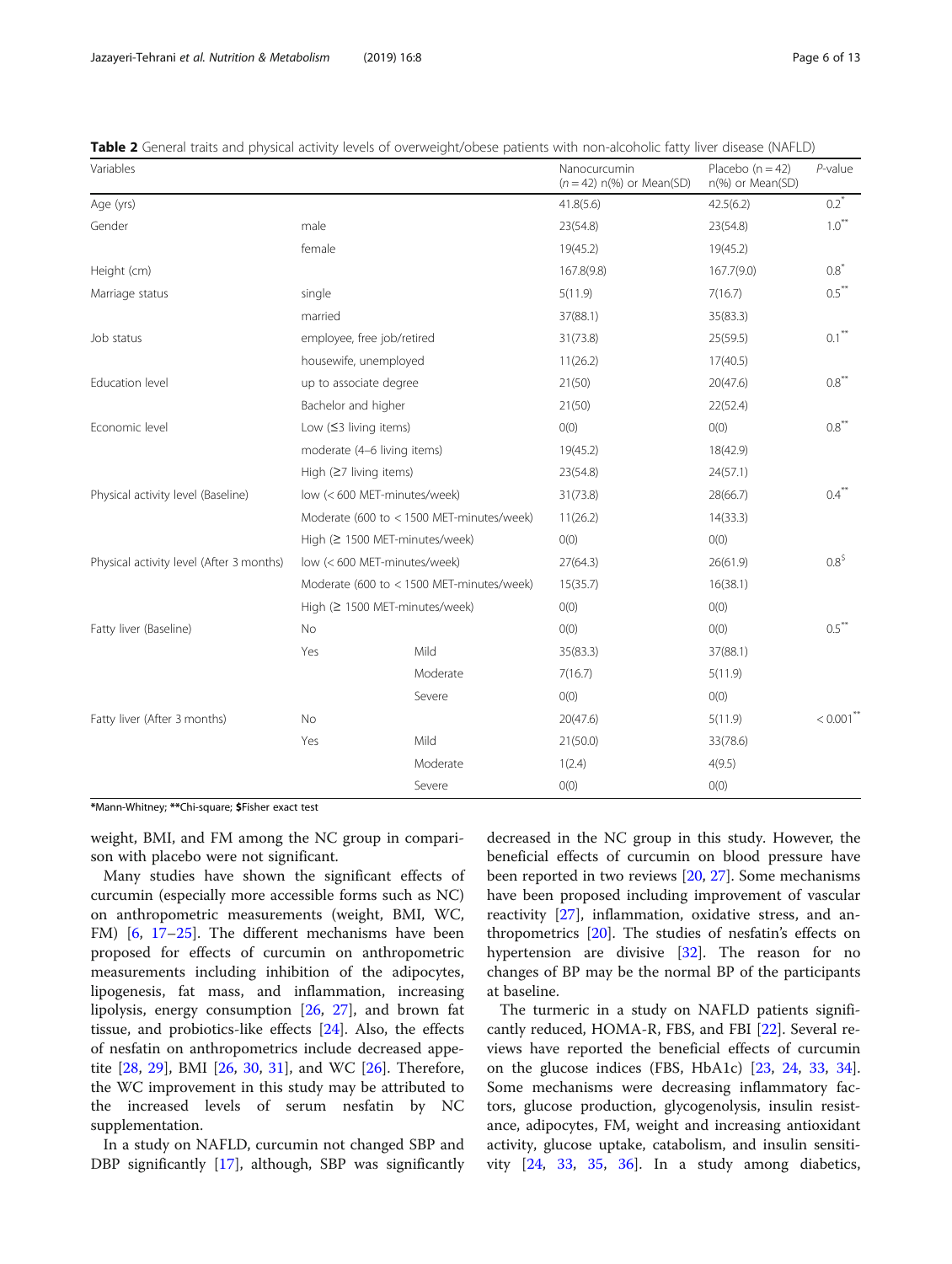**Table 2** General traits and physical activity levels of overweight/obese patients with non-alcoholic fatty liver disease (NAFLD)

| Variables | | | Nanocurcumin ($n$ = 42) n(%) or Mean(SD) | Placebo (n = 42) n(%) or Mean(SD) | *P*-value |
|---|---|---|---|---|---|
| Age (yrs) | | | 41.8(5.6) | 42.5(6.2) | 0.2* |
| Gender | male | | 23(54.8) | 23(54.8) | 1.0** |
| | female | | 19(45.2) | 19(45.2) | |
| Height (cm) | | | 167.8(9.8) | 167.7(9.0) | 0.8* |
| Marriage status | single | | 5(11.9) | 7(16.7) | 0.5** |
| | married | | 37(88.1) | 35(83.3) | |
| Job status | employee, free job/retired | | 31(73.8) | 25(59.5) | 0.1** |
| | housewife, unemployed | | 11(26.2) | 17(40.5) | |
| Education level | up to associate degree | | 21(50) | 20(47.6) | 0.8** |
| | Bachelor and higher | | 21(50) | 22(52.4) | |
| Economic level | Low (≤3 living items) | | 0(0) | 0(0) | 0.8** |
| | moderate (4–6 living items) | | 19(45.2) | 18(42.9) | |
| | High (≥7 living items) | | 23(54.8) | 24(57.1) | |
| Physical activity level (Baseline) | low (< 600 MET-minutes/week) | | 31(73.8) | 28(66.7) | 0.4** |
| | Moderate (600 to < 1500 MET-minutes/week) | | 11(26.2) | 14(33.3) | |
| | High (≥ 1500 MET-minutes/week) | | 0(0) | 0(0) | |
| Physical activity level (After 3 months) | low (< 600 MET-minutes/week) | | 27(64.3) | 26(61.9) | 0.8$ |
| | Moderate (600 to < 1500 MET-minutes/week) | | 15(35.7) | 16(38.1) | |
| | High (≥ 1500 MET-minutes/week) | | 0(0) | 0(0) | |
| Fatty liver (Baseline) | No | | 0(0) | 0(0) | 0.5** |
| | Yes | Mild | 35(83.3) | 37(88.1) | |
| | | Moderate | 7(16.7) | 5(11.9) | |
| | | Severe | 0(0) | 0(0) | |
| Fatty liver (After 3 months) | No | | 20(47.6) | 5(11.9) | < 0.001** |
| | Yes | Mild | 21(50.0) | 33(78.6) | |
| | | Moderate | 1(2.4) | 4(9.5) | |
| | | Severe | 0(0) | 0(0) | |

*Mann-Whitney; **Chi-square; $Fisher exact test

weight, BMI, and FM among the NC group in comparison with placebo were not significant.

Many studies have shown the significant effects of curcumin (especially more accessible forms such as NC) on anthropometric measurements (weight, BMI, WC, FM) [6, 17–25]. The different mechanisms have been proposed for effects of curcumin on anthropometric measurements including inhibition of the adipocytes, lipogenesis, fat mass, and inflammation, increasing lipolysis, energy consumption [26, 27], and brown fat tissue, and probiotics-like effects [24]. Also, the effects of nesfatin on anthropometrics include decreased appetite [28, 29], BMI [26, 30, 31], and WC [26]. Therefore, the WC improvement in this study may be attributed to the increased levels of serum nesfatin by NC supplementation.

In a study on NAFLD, curcumin not changed SBP and DBP significantly [17], although, SBP was significantly decreased in the NC group in this study. However, the beneficial effects of curcumin on blood pressure have been reported in two reviews [20, 27]. Some mechanisms have been proposed including improvement of vascular reactivity [27], inflammation, oxidative stress, and anthropometrics [20]. The studies of nesfatin's effects on hypertension are divisive [32]. The reason for no changes of BP may be the normal BP of the participants at baseline.

The turmeric in a study on NAFLD patients significantly reduced, HOMA-R, FBS, and FBI [22]. Several reviews have reported the beneficial effects of curcumin on the glucose indices (FBS, HbA1c) [23, 24, 33, 34]. Some mechanisms were decreasing inflammatory factors, glucose production, glycogenolysis, insulin resistance, adipocytes, FM, weight and increasing antioxidant activity, glucose uptake, catabolism, and insulin sensitivity [24, 33, 35, 36]. In a study among diabetics,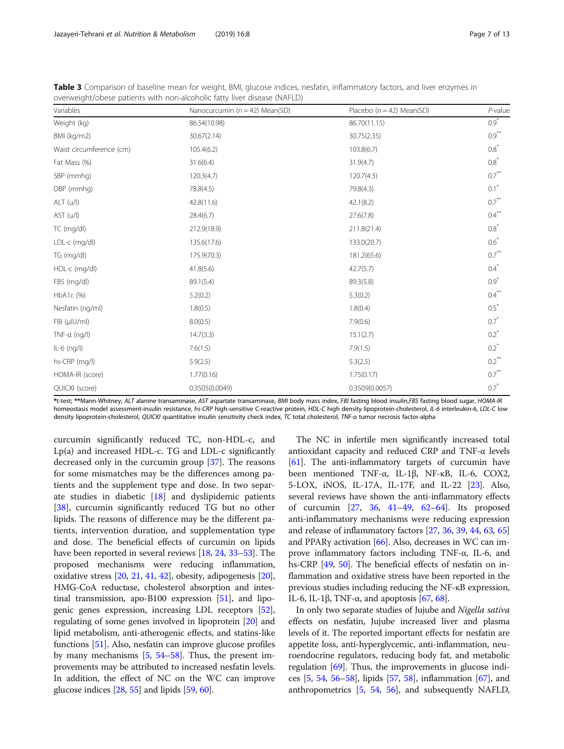**Table 3** Comparison of baseline mean for weight, BMI, glucose indices, nesfatin, inflammatory factors, and liver enzymes in overweight/obese patients with non-alcoholic fatty liver disease (NAFLD)

| Variables | Nanocurcumin (n = 42) Mean(SD) | Placebo (n = 42) Mean(SD) | P-value |
|---|---|---|---|
| Weight (kg) | 86.54(10.98) | 86.70(11.15) | 0.9* |
| BMI (kg/m2) | 30.67(2.14) | 30.75(2.35) | 0.9** |
| Waist circumference (cm) | 105.4(6.2) | 103.8(6.7) | 0.8* |
| Fat Mass (%) | 31.6(6.4) | 31.9(4.7) | 0.8* |
| SBP (mmhg) | 120.3(4.7) | 120.7(4.3) | 0.7** |
| DBP (mmhg) | 78.8(4.5) | 79.8(4.3) | 0.1* |
| ALT (u/l) | 42.8(11.6) | 42.1(8.2) | 0.7** |
| AST (u/l) | 28.4(6.7) | 27.6(7.8) | 0.4** |
| TC (mg/dl) | 212.9(18.9) | 211.8(21.4) | 0.8* |
| LDL-c (mg/dl) | 135.6(17.6) | 133.0(20.7) | 0.6* |
| TG (mg/dl) | 175.9(70.3) | 181.2(65.6) | 0.7** |
| HDL-c (mg/dl) | 41.8(5.6) | 42.7(5.7) | 0.4* |
| FBS (mg/dl) | 89.1(5.4) | 89.3(5.8) | 0.9* |
| HbA1c (%) | 5.2(0.2) | 5.3(0.2) | 0.4** |
| Nesfatin (ng/ml) | 1.8(0.5) | 1.8(0.4) | 0.5* |
| FBI (μIU/ml) | 8.0(0.5) | 7.9(0.6) | 0.7* |
| TNF-α (ng/l) | 14.7(3.3) | 15.1(2.7) | 0.2* |
| IL-6 (ng/l) | 7.6(1.5) | 7.9(1.5) | 0.2* |
| hs-CRP (mg/l) | 5.9(2.5) | 5.3(2.5) | 0.2** |
| HOMA-IR (score) | 1.77(0.16) | 1.75(0.17) | 0.7** |
| QUICKI (score) | 0.3505(0.0049) | 0.3509(0.0057) | 0.7* |

*t-test; **Mann-Whitney; *ALT* alanine transaminase, *AST* aspartate transaminase, *BMI* body mass index, *FBI* fasting blood insulin, *FBS* fasting blood sugar, *HOMA-IR* homeostasis model assessment-insulin resistance, *hs-CRP* high-sensitive C-reactive protein, *HDL-C* high density lipoprotein-cholesterol, *IL-6* interleukin-6, *LDL-C* low density lipoprotein-cholesterol, *QUICKI* quantitative insulin sensitivity check index, *TC* total cholesterol, *TNF-α* tumor necrosis factor-alpha

curcumin significantly reduced TC, non-HDL-c, and Lp(a) and increased HDL-c. TG and LDL-c significantly decreased only in the curcumin group [37]. The reasons for some mismatches may be the differences among patients and the supplement type and dose. In two separate studies in diabetic [18] and dyslipidemic patients [38], curcumin significantly reduced TG but no other lipids. The reasons of difference may be the different patients, intervention duration, and supplementation type and dose. The beneficial effects of curcumin on lipids have been reported in several reviews [18, 24, 33–53]. The proposed mechanisms were reducing inflammation, oxidative stress [20, 21, 41, 42], obesity, adipogenesis [20], HMG-CoA reductase, cholesterol absorption and intestinal transmission, apo-B100 expression [51], and lipogenic genes expression, increasing LDL receptors [52], regulating of some genes involved in lipoprotein [20] and lipid metabolism, anti-atherogenic effects, and statins-like functions [51]. Also, nesfatin can improve glucose profiles by many mechanisms [5, 54–58]. Thus, the present improvements may be attributed to increased nesfatin levels. In addition, the effect of NC on the WC can improve glucose indices [28, 55] and lipids [59, 60].

The NC in infertile men significantly increased total antioxidant capacity and reduced CRP and TNF-α levels [61]. The anti-inflammatory targets of curcumin have been mentioned TNF-α, IL-1β, NF-κB, IL-6, COX2, 5-LOX, iNOS, IL-17A, IL-17F, and IL-22 [23]. Also, several reviews have shown the anti-inflammatory effects of curcumin [27, 36, 41–49, 62–64]. Its proposed anti-inflammatory mechanisms were reducing expression and release of inflammatory factors [27, 36, 39, 44, 63, 65] and PPARγ activation [66]. Also, decreases in WC can improve inflammatory factors including TNF-α, IL-6, and hs-CRP [49, 50]. The beneficial effects of nesfatin on inflammation and oxidative stress have been reported in the previous studies including reducing the NF-κB expression, IL-6, IL-1β, TNF-α, and apoptosis [67, 68].

In only two separate studies of Jujube and *Nigella sativa* effects on nesfatin, Jujube increased liver and plasma levels of it. The reported important effects for nesfatin are appetite loss, anti-hyperglycemic, anti-inflammation, neuroendocrine regulators, reducing body fat, and metabolic regulation [69]. Thus, the improvements in glucose indices [5, 54, 56–58], lipids [57, 58], inflammation [67], and anthropometrics [5, 54, 56], and subsequently NAFLD,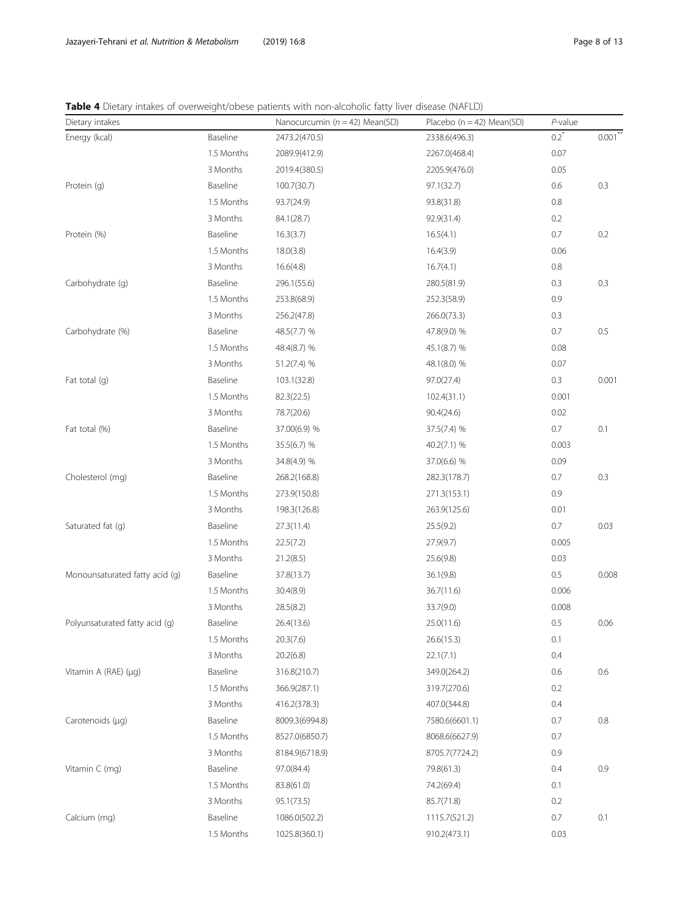**Table 4** Dietary intakes of overweight/obese patients with non-alcoholic fatty liver disease (NAFLD)

| Dietary intakes | | Nanocurcumin (*n* = 42) Mean(SD) | Placebo (n = 42) Mean(SD) | *P*-value | |
|---|---|---|---|---|---|
| Energy (kcal) | Baseline | 2473.2(470.5) | 2338.6(496.3) | 0.2[*] | 0.001[**] |
| | 1.5 Months | 2089.9(412.9) | 2267.0(468.4) | 0.07 | |
| | 3 Months | 2019.4(380.5) | 2205.9(476.0) | 0.05 | |
| Protein (g) | Baseline | 100.7(30.7) | 97.1(32.7) | 0.6 | 0.3 |
| | 1.5 Months | 93.7(24.9) | 93.8(31.8) | 0.8 | |
| | 3 Months | 84.1(28.7) | 92.9(31.4) | 0.2 | |
| Protein (%) | Baseline | 16.3(3.7) | 16.5(4.1) | 0.7 | 0.2 |
| | 1.5 Months | 18.0(3.8) | 16.4(3.9) | 0.06 | |
| | 3 Months | 16.6(4.8) | 16.7(4.1) | 0.8 | |
| Carbohydrate (g) | Baseline | 296.1(55.6) | 280.5(81.9) | 0.3 | 0.3 |
| | 1.5 Months | 253.8(68.9) | 252.3(58.9) | 0.9 | |
| | 3 Months | 256.2(47.8) | 266.0(73.3) | 0.3 | |
| Carbohydrate (%) | Baseline | 48.5(7.7) % | 47.8(9.0) % | 0.7 | 0.5 |
| | 1.5 Months | 48.4(8.7) % | 45.1(8.7) % | 0.08 | |
| | 3 Months | 51.2(7.4) % | 48.1(8.0) % | 0.07 | |
| Fat total (g) | Baseline | 103.1(32.8) | 97.0(27.4) | 0.3 | 0.001 |
| | 1.5 Months | 82.3(22.5) | 102.4(31.1) | 0.001 | |
| | 3 Months | 78.7(20.6) | 90.4(24.6) | 0.02 | |
| Fat total (%) | Baseline | 37.00(6.9) % | 37.5(7.4) % | 0.7 | 0.1 |
| | 1.5 Months | 35.5(6.7) % | 40.2(7.1) % | 0.003 | |
| | 3 Months | 34.8(4.9) % | 37.0(6.6) % | 0.09 | |
| Cholesterol (mg) | Baseline | 268.2(168.8) | 282.3(178.7) | 0.7 | 0.3 |
| | 1.5 Months | 273.9(150.8) | 271.3(153.1) | 0.9 | |
| | 3 Months | 198.3(126.8) | 263.9(125.6) | 0.01 | |
| Saturated fat (g) | Baseline | 27.3(11.4) | 25.5(9.2) | 0.7 | 0.03 |
| | 1.5 Months | 22.5(7.2) | 27.9(9.7) | 0.005 | |
| | 3 Months | 21.2(8.5) | 25.6(9.8) | 0.03 | |
| Monounsaturated fatty acid (g) | Baseline | 37.8(13.7) | 36.1(9.8) | 0.5 | 0.008 |
| | 1.5 Months | 30.4(8.9) | 36.7(11.6) | 0.006 | |
| | 3 Months | 28.5(8.2) | 33.7(9.0) | 0.008 | |
| Polyunsaturated fatty acid (g) | Baseline | 26.4(13.6) | 25.0(11.6) | 0.5 | 0.06 |
| | 1.5 Months | 20.3(7.6) | 26.6(15.3) | 0.1 | |
| | 3 Months | 20.2(6.8) | 22.1(7.1) | 0.4 | |
| Vitamin A (RAE) (μg) | Baseline | 316.8(210.7) | 349.0(264.2) | 0.6 | 0.6 |
| | 1.5 Months | 366.9(287.1) | 319.7(270.6) | 0.2 | |
| | 3 Months | 416.2(378.3) | 407.0(344.8) | 0.4 | |
| Carotenoids (μg) | Baseline | 8009.3(6994.8) | 7580.6(6601.1) | 0.7 | 0.8 |
| | 1.5 Months | 8527.0(6850.7) | 8068.6(6627.9) | 0.7 | |
| | 3 Months | 8184.9(6718.9) | 8705.7(7724.2) | 0.9 | |
| Vitamin C (mg) | Baseline | 97.0(84.4) | 79.8(61.3) | 0.4 | 0.9 |
| | 1.5 Months | 83.8(61.0) | 74.2(69.4) | 0.1 | |
| | 3 Months | 95.1(73.5) | 85.7(71.8) | 0.2 | |
| Calcium (mg) | Baseline | 1086.0(502.2) | 1115.7(521.2) | 0.7 | 0.1 |
| | 1.5 Months | 1025.8(360.1) | 910.2(473.1) | 0.03 | |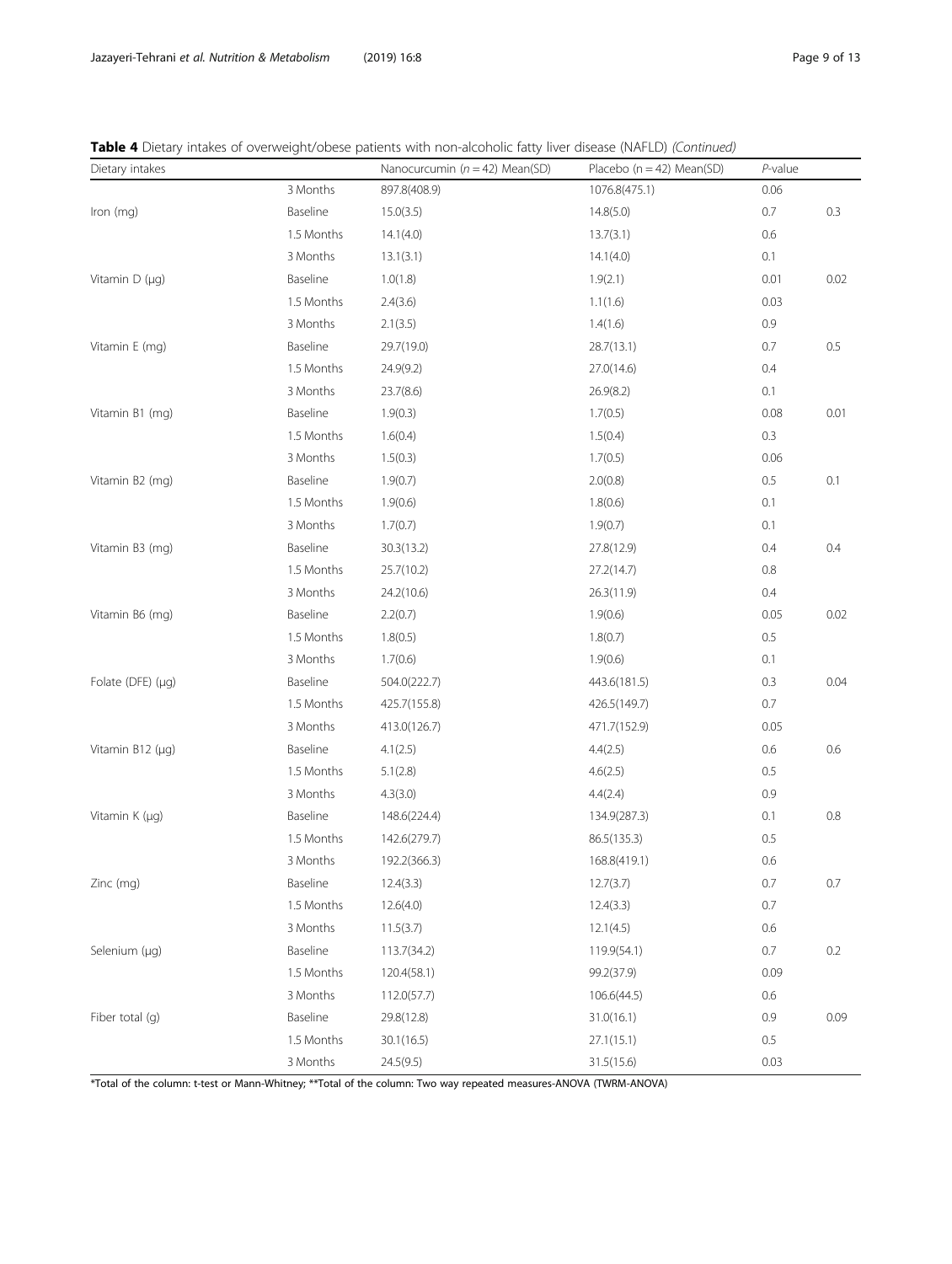**Table 4** Dietary intakes of overweight/obese patients with non-alcoholic fatty liver disease (NAFLD) *(Continued)*

| Dietary intakes | | Nanocurcumin (*n* = 42) Mean(SD) | Placebo (n = 42) Mean(SD) | *P*-value | |
|---|---|---|---|---|---|
| | 3 Months | 897.8(408.9) | 1076.8(475.1) | 0.06 | |
| Iron (mg) | Baseline | 15.0(3.5) | 14.8(5.0) | 0.7 | 0.3 |
| | 1.5 Months | 14.1(4.0) | 13.7(3.1) | 0.6 | |
| | 3 Months | 13.1(3.1) | 14.1(4.0) | 0.1 | |
| Vitamin D (μg) | Baseline | 1.0(1.8) | 1.9(2.1) | 0.01 | 0.02 |
| | 1.5 Months | 2.4(3.6) | 1.1(1.6) | 0.03 | |
| | 3 Months | 2.1(3.5) | 1.4(1.6) | 0.9 | |
| Vitamin E (mg) | Baseline | 29.7(19.0) | 28.7(13.1) | 0.7 | 0.5 |
| | 1.5 Months | 24.9(9.2) | 27.0(14.6) | 0.4 | |
| | 3 Months | 23.7(8.6) | 26.9(8.2) | 0.1 | |
| Vitamin B1 (mg) | Baseline | 1.9(0.3) | 1.7(0.5) | 0.08 | 0.01 |
| | 1.5 Months | 1.6(0.4) | 1.5(0.4) | 0.3 | |
| | 3 Months | 1.5(0.3) | 1.7(0.5) | 0.06 | |
| Vitamin B2 (mg) | Baseline | 1.9(0.7) | 2.0(0.8) | 0.5 | 0.1 |
| | 1.5 Months | 1.9(0.6) | 1.8(0.6) | 0.1 | |
| | 3 Months | 1.7(0.7) | 1.9(0.7) | 0.1 | |
| Vitamin B3 (mg) | Baseline | 30.3(13.2) | 27.8(12.9) | 0.4 | 0.4 |
| | 1.5 Months | 25.7(10.2) | 27.2(14.7) | 0.8 | |
| | 3 Months | 24.2(10.6) | 26.3(11.9) | 0.4 | |
| Vitamin B6 (mg) | Baseline | 2.2(0.7) | 1.9(0.6) | 0.05 | 0.02 |
| | 1.5 Months | 1.8(0.5) | 1.8(0.7) | 0.5 | |
| | 3 Months | 1.7(0.6) | 1.9(0.6) | 0.1 | |
| Folate (DFE) (μg) | Baseline | 504.0(222.7) | 443.6(181.5) | 0.3 | 0.04 |
| | 1.5 Months | 425.7(155.8) | 426.5(149.7) | 0.7 | |
| | 3 Months | 413.0(126.7) | 471.7(152.9) | 0.05 | |
| Vitamin B12 (μg) | Baseline | 4.1(2.5) | 4.4(2.5) | 0.6 | 0.6 |
| | 1.5 Months | 5.1(2.8) | 4.6(2.5) | 0.5 | |
| | 3 Months | 4.3(3.0) | 4.4(2.4) | 0.9 | |
| Vitamin K (μg) | Baseline | 148.6(224.4) | 134.9(287.3) | 0.1 | 0.8 |
| | 1.5 Months | 142.6(279.7) | 86.5(135.3) | 0.5 | |
| | 3 Months | 192.2(366.3) | 168.8(419.1) | 0.6 | |
| Zinc (mg) | Baseline | 12.4(3.3) | 12.7(3.7) | 0.7 | 0.7 |
| | 1.5 Months | 12.6(4.0) | 12.4(3.3) | 0.7 | |
| | 3 Months | 11.5(3.7) | 12.1(4.5) | 0.6 | |
| Selenium (μg) | Baseline | 113.7(34.2) | 119.9(54.1) | 0.7 | 0.2 |
| | 1.5 Months | 120.4(58.1) | 99.2(37.9) | 0.09 | |
| | 3 Months | 112.0(57.7) | 106.6(44.5) | 0.6 | |
| Fiber total (g) | Baseline | 29.8(12.8) | 31.0(16.1) | 0.9 | 0.09 |
| | 1.5 Months | 30.1(16.5) | 27.1(15.1) | 0.5 | |
| | 3 Months | 24.5(9.5) | 31.5(15.6) | 0.03 | |

*Total of the column: t-test or Mann-Whitney; **Total of the column: Two way repeated measures-ANOVA (TWRM-ANOVA)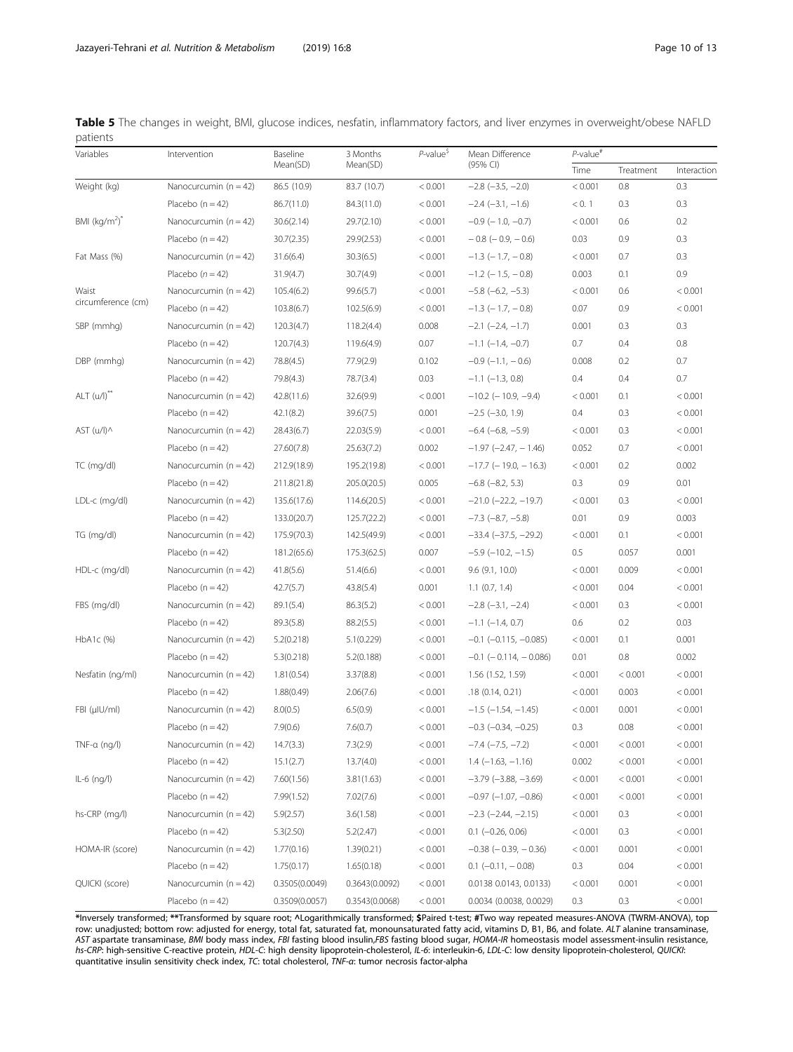**Table 5** The changes in weight, BMI, glucose indices, nesfatin, inflammatory factors, and liver enzymes in overweight/obese NAFLD patients

| Variables | Intervention | Baseline Mean(SD) | 3 Months Mean(SD) | P-value[$] | Mean Difference (95% CI) | P-value[#] | | |
|---|---|---|---|---|---|---|---|---|
| | | | | | | Time | Treatment | Interaction |
| Weight (kg) | Nanocurcumin (n = 42) | 86.5 (10.9) | 83.7 (10.7) | < 0.001 | −2.8 (−3.5, −2.0) | < 0.001 | 0.8 | 0.3 |
| | Placebo (n = 42) | 86.7(11.0) | 84.3(11.0) | < 0.001 | −2.4 (−3.1, −1.6) | < 0. 1 | 0.3 | 0.3 |
| BMI (kg/m²)* | Nanocurcumin (n = 42) | 30.6(2.14) | 29.7(2.10) | < 0.001 | −0.9 (− 1.0, −0.7) | < 0.001 | 0.6 | 0.2 |
| | Placebo (n = 42) | 30.7(2.35) | 29.9(2.53) | < 0.001 | − 0.8 (− 0.9, − 0.6) | 0.03 | 0.9 | 0.3 |
| Fat Mass (%) | Nanocurcumin (n = 42) | 31.6(6.4) | 30.3(6.5) | < 0.001 | −1.3 (− 1.7, − 0.8) | < 0.001 | 0.7 | 0.3 |
| | Placebo (n = 42) | 31.9(4.7) | 30.7(4.9) | < 0.001 | −1.2 (− 1.5, − 0.8) | 0.003 | 0.1 | 0.9 |
| Waist circumference (cm) | Nanocurcumin (n = 42) | 105.4(6.2) | 99.6(5.7) | < 0.001 | −5.8 (−6.2, −5.3) | < 0.001 | 0.6 | < 0.001 |
| | Placebo (n = 42) | 103.8(6.7) | 102.5(6.9) | < 0.001 | −1.3 (− 1.7, − 0.8) | 0.07 | 0.9 | < 0.001 |
| SBP (mmhg) | Nanocurcumin (n = 42) | 120.3(4.7) | 118.2(4.4) | 0.008 | −2.1 (−2.4, −1.7) | 0.001 | 0.3 | 0.3 |
| | Placebo (n = 42) | 120.7(4.3) | 119.6(4.9) | 0.07 | −1.1 (−1.4, −0.7) | 0.7 | 0.4 | 0.8 |
| DBP (mmhg) | Nanocurcumin (n = 42) | 78.8(4.5) | 77.9(2.9) | 0.102 | −0.9 (−1.1, − 0.6) | 0.008 | 0.2 | 0.7 |
| | Placebo (n = 42) | 79.8(4.3) | 78.7(3.4) | 0.03 | −1.1 (−1.3, 0.8) | 0.4 | 0.4 | 0.7 |
| ALT (u/l)** | Nanocurcumin (n = 42) | 42.8(11.6) | 32.6(9.9) | < 0.001 | −10.2 (− 10.9, −9.4) | < 0.001 | 0.1 | < 0.001 |
| | Placebo (n = 42) | 42.1(8.2) | 39.6(7.5) | 0.001 | −2.5 (−3.0, 1.9) | 0.4 | 0.3 | < 0.001 |
| AST (u/l)^ | Nanocurcumin (n = 42) | 28.43(6.7) | 22.03(5.9) | < 0.001 | −6.4 (−6.8, −5.9) | < 0.001 | 0.3 | < 0.001 |
| | Placebo (n = 42) | 27.60(7.8) | 25.63(7.2) | 0.002 | −1.97 (−2.47, − 1.46) | 0.052 | 0.7 | < 0.001 |
| TC (mg/dl) | Nanocurcumin (n = 42) | 212.9(18.9) | 195.2(19.8) | < 0.001 | −17.7 (− 19.0, − 16.3) | < 0.001 | 0.2 | 0.002 |
| | Placebo (n = 42) | 211.8(21.8) | 205.0(20.5) | 0.005 | −6.8 (−8.2, 5.3) | 0.3 | 0.9 | 0.01 |
| LDL-c (mg/dl) | Nanocurcumin (n = 42) | 135.6(17.6) | 114.6(20.5) | < 0.001 | −21.0 (−22.2, −19.7) | < 0.001 | 0.3 | < 0.001 |
| | Placebo (n = 42) | 133.0(20.7) | 125.7(22.2) | < 0.001 | −7.3 (−8.7, −5.8) | 0.01 | 0.9 | 0.003 |
| TG (mg/dl) | Nanocurcumin (n = 42) | 175.9(70.3) | 142.5(49.9) | < 0.001 | −33.4 (−37.5, −29.2) | < 0.001 | 0.1 | < 0.001 |
| | Placebo (n = 42) | 181.2(65.6) | 175.3(62.5) | 0.007 | −5.9 (−10.2, −1.5) | 0.5 | 0.057 | 0.001 |
| HDL-c (mg/dl) | Nanocurcumin (n = 42) | 41.8(5.6) | 51.4(6.6) | < 0.001 | 9.6 (9.1, 10.0) | < 0.001 | 0.009 | < 0.001 |
| | Placebo (n = 42) | 42.7(5.7) | 43.8(5.4) | 0.001 | 1.1 (0.7, 1.4) | < 0.001 | 0.04 | < 0.001 |
| FBS (mg/dl) | Nanocurcumin (n = 42) | 89.1(5.4) | 86.3(5.2) | < 0.001 | −2.8 (−3.1, −2.4) | < 0.001 | 0.3 | < 0.001 |
| | Placebo (n = 42) | 89.3(5.8) | 88.2(5.5) | < 0.001 | −1.1 (−1.4, 0.7) | 0.6 | 0.2 | 0.03 |
| HbA1c (%) | Nanocurcumin (n = 42) | 5.2(0.218) | 5.1(0.229) | < 0.001 | −0.1 (−0.115, −0.085) | < 0.001 | 0.1 | 0.001 |
| | Placebo (n = 42) | 5.3(0.218) | 5.2(0.188) | < 0.001 | −0.1 (− 0.114, − 0.086) | 0.01 | 0.8 | 0.002 |
| Nesfatin (ng/ml) | Nanocurcumin (n = 42) | 1.81(0.54) | 3.37(8.8) | < 0.001 | 1.56 (1.52, 1.59) | < 0.001 | < 0.001 | < 0.001 |
| | Placebo (n = 42) | 1.88(0.49) | 2.06(7.6) | < 0.001 | .18 (0.14, 0.21) | < 0.001 | 0.003 | < 0.001 |
| FBI (μIU/ml) | Nanocurcumin (n = 42) | 8.0(0.5) | 6.5(0.9) | < 0.001 | −1.5 (−1.54, −1.45) | < 0.001 | 0.001 | < 0.001 |
| | Placebo (n = 42) | 7.9(0.6) | 7.6(0.7) | < 0.001 | −0.3 (−0.34, −0.25) | 0.3 | 0.08 | < 0.001 |
| TNF-α (ng/l) | Nanocurcumin (n = 42) | 14.7(3.3) | 7.3(2.9) | < 0.001 | −7.4 (−7.5, −7.2) | < 0.001 | < 0.001 | < 0.001 |
| | Placebo (n = 42) | 15.1(2.7) | 13.7(4.0) | < 0.001 | 1.4 (−1.63, −1.16) | 0.002 | < 0.001 | < 0.001 |
| IL-6 (ng/l) | Nanocurcumin (n = 42) | 7.60(1.56) | 3.81(1.63) | < 0.001 | −3.79 (−3.88, −3.69) | < 0.001 | < 0.001 | < 0.001 |
| | Placebo (n = 42) | 7.99(1.52) | 7.02(7.6) | < 0.001 | −0.97 (−1.07, −0.86) | < 0.001 | < 0.001 | < 0.001 |
| hs-CRP (mg/l) | Nanocurcumin (n = 42) | 5.9(2.57) | 3.6(1.58) | < 0.001 | −2.3 (−2.44, −2.15) | < 0.001 | 0.3 | < 0.001 |
| | Placebo (n = 42) | 5.3(2.50) | 5.2(2.47) | < 0.001 | 0.1 (−0.26, 0.06) | < 0.001 | 0.3 | < 0.001 |
| HOMA-IR (score) | Nanocurcumin (n = 42) | 1.77(0.16) | 1.39(0.21) | < 0.001 | −0.38 (− 0.39, − 0.36) | < 0.001 | 0.001 | < 0.001 |
| | Placebo (n = 42) | 1.75(0.17) | 1.65(0.18) | < 0.001 | 0.1 (−0.11, − 0.08) | 0.3 | 0.04 | < 0.001 |
| QUICKI (score) | Nanocurcumin (n = 42) | 0.3505(0.0049) | 0.3643(0.0092) | < 0.001 | 0.0138 (0.0143, 0.0133) | < 0.001 | 0.001 | < 0.001 |
| | Placebo (n = 42) | 0.3509(0.0057) | 0.3543(0.0068) | < 0.001 | 0.0034 (0.0038, 0.0029) | 0.3 | 0.3 | < 0.001 |

*Inversely transformed; **Transformed by square root; ^Logarithmically transformed; $Paired t-test; #Two way repeated measures-ANOVA (TWRM-ANOVA), top row: unadjusted; bottom row: adjusted for energy, total fat, saturated fat, monounsaturated fatty acid, vitamins D, B1, B6, and folate. *ALT* alanine transaminase, *AST* aspartate transaminase, *BMI* body mass index, *FBI* fasting blood insulin,*FBS* fasting blood sugar, *HOMA-IR* homeostasis model assessment-insulin resistance, *hs-CRP*: high-sensitive C-reactive protein, *HDL-C*: high density lipoprotein-cholesterol, *IL-6*: interleukin-6, *LDL-C*: low density lipoprotein-cholesterol, *QUICKI*: quantitative insulin sensitivity check index, *TC*: total cholesterol, *TNF-α*: tumor necrosis factor-alpha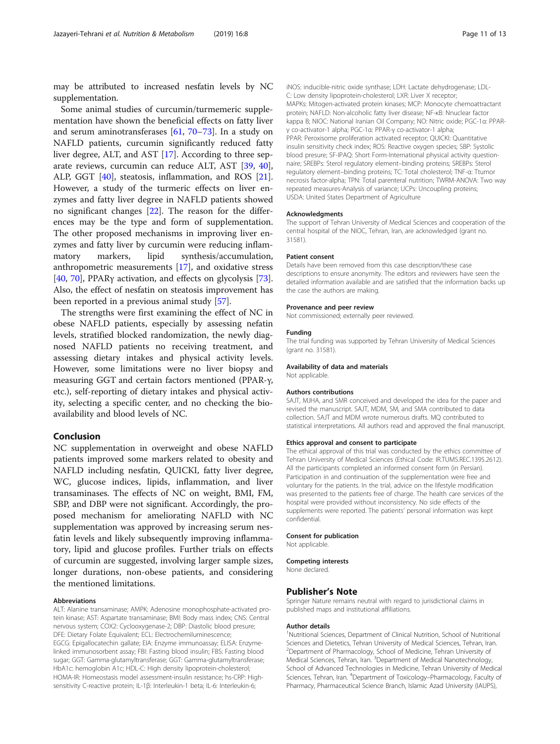may be attributed to increased nesfatin levels by NC supplementation.

Some animal studies of curcumin/turmemeric supplementation have shown the beneficial effects on fatty liver and serum aminotransferases [61, 70–73]. In a study on NAFLD patients, curcumin significantly reduced fatty liver degree, ALT, and AST [17]. According to three separate reviews, curcumin can reduce ALT, AST [39, 40], ALP, GGT [40], steatosis, inflammation, and ROS [21]. However, a study of the turmeric effects on liver enzymes and fatty liver degree in NAFLD patients showed no significant changes [22]. The reason for the differences may be the type and form of supplementation. The other proposed mechanisms in improving liver enzymes and fatty liver by curcumin were reducing inflammatory markers, lipid synthesis/accumulation, anthropometric measurements [17], and oxidative stress [40, 70], PPARγ activation, and effects on glycolysis [73]. Also, the effect of nesfatin on steatosis improvement has been reported in a previous animal study [57].

The strengths were first examining the effect of NC in obese NAFLD patients, especially by assessing nesfatin levels, stratified blocked randomization, the newly diagnosed NAFLD patients no receiving treatment, and assessing dietary intakes and physical activity levels. However, some limitations were no liver biopsy and measuring GGT and certain factors mentioned (PPAR-γ, etc.), self-reporting of dietary intakes and physical activity, selecting a specific center, and no checking the bioavailability and blood levels of NC.

## Conclusion

NC supplementation in overweight and obese NAFLD patients improved some markers related to obesity and NAFLD including nesfatin, QUICKI, fatty liver degree, WC, glucose indices, lipids, inflammation, and liver transaminases. The effects of NC on weight, BMI, FM, SBP, and DBP were not significant. Accordingly, the proposed mechanism for ameliorating NAFLD with NC supplementation was approved by increasing serum nesfatin levels and likely subsequently improving inflammatory, lipid and glucose profiles. Further trials on effects of curcumin are suggested, involving larger sample sizes, longer durations, non-obese patients, and considering the mentioned limitations.

#### Abbreviations

ALT: Alanine transaminase; AMPK: Adenosine monophosphate-activated protein kinase; AST: Aspartate transaminase; BMI: Body mass index; CNS: Central nervous system; COX2: Cyclooxygenase-2; DBP: Diastolic blood presure; DFE: Dietary Folate Equivalent; ECL: Electrochemiluminescence; EGCG: Epigallocatechin gallate; EIA: Enzyme immunoassay; ELISA: Enzyme-linked immunosorbent assay; FBI: Fasting blood insulin; FBS: Fasting blood sugar; GGT: Gamma-glutamyltransferase; GGT: Gamma-glutamyltransferase; HbA1c: hemoglobin A1c; HDL-C: High density lipoprotein-cholesterol; HOMA-IR: Homeostasis model assessment-insulin resistance; hs-CRP: High-sensitivity C-reactive protein; IL-1β: Interleukin-1 beta; IL-6: Interleukin-6; iNOS: inducible-nitric oxide synthase; LDH: Lactate dehydrogenase; LDL-C: Low density lipoprotein-cholesterol; LXR: Liver X receptor; MAPKs: Mitogen-activated protein kinases; MCP: Monocyte chemoattractant protein; NAFLD: Non-alcoholic fatty liver disease; NF-κB: Nnuclear factor kappa B; NIOC: National Iranian Oil Company; NO: Nitric oxide; PGC-1α: PPAR-γ co-activator-1 alpha; PGC-1α: PPAR-γ co-activator-1 alpha; PPAR: Peroxisome proliferation activated receptor; QUICKI: Quantitative insulin sensitivity check index; ROS: Reactive oxygen species; SBP: Systolic blood presure; SF-IPAQ: Short Form-International physical activity questionnaire; SREBPs: Sterol regulatory element–binding proteins; SREBPs: Sterol regulatory element–binding proteins; TC: Total cholesterol; TNF-α: Ttumor necrosis factor-alpha; TPN: Total parenteral nutrition; TWRM-ANOVA: Two way repeated measures-Analysis of variance; UCPs: Uncoupling proteins; USDA: United States Department of Agriculture

#### Acknowledgments

The support of Tehran University of Medical Sciences and cooperation of the central hospital of the NIOC, Tehran, Iran, are acknowledged (grant no. 31581).

#### Patient consent

Details have been removed from this case description/these case descriptions to ensure anonymity. The editors and reviewers have seen the detailed information available and are satisfied that the information backs up the case the authors are making.

#### Provenance and peer review

Not commissioned; externally peer reviewed.

#### Funding

The trial funding was supported by Tehran University of Medical Sciences (grant no. 31581).

#### Availability of data and materials

Not applicable.

#### Authors contributions

SAJT, MJHA, and SMR conceived and developed the idea for the paper and revised the manuscript. SAJT, MDM, SM, and SMA contributed to data collection. SAJT and MDM wrote numerous drafts. MQ contributed to statistical interpretations. All authors read and approved the final manuscript.

#### Ethics approval and consent to participate

The ethical approval of this trial was conducted by the ethics committee of Tehran University of Medical Sciences (Ethical Code: IR.TUMS.REC.1395.2612). All the participants completed an informed consent form (in Persian). Participation in and continuation of the supplementation were free and voluntary for the patients. In the trial, advice on the lifestyle modification was presented to the patients free of charge. The health care services of the hospital were provided without inconsistency. No side effects of the supplements were reported. The patients' personal information was kept confidential.

#### Consent for publication

Not applicable.

#### Competing interests

None declared.

## Publisher's Note

Springer Nature remains neutral with regard to jurisdictional claims in published maps and institutional affiliations.

#### Author details

[1]Nutritional Sciences, Department of Clinical Nutrition, School of Nutritional Sciences and Dietetics, Tehran University of Medical Sciences, Tehran, Iran. [2]Department of Pharmacology, School of Medicine, Tehran University of Medical Sciences, Tehran, Iran. [3]Department of Medical Nanotechnology, School of Advanced Technologies in Medicine, Tehran University of Medical Sciences, Tehran, Iran. [4]Department of Toxicology–Pharmacology, Faculty of Pharmacy, Pharmaceutical Science Branch, Islamic Azad University (IAUPS),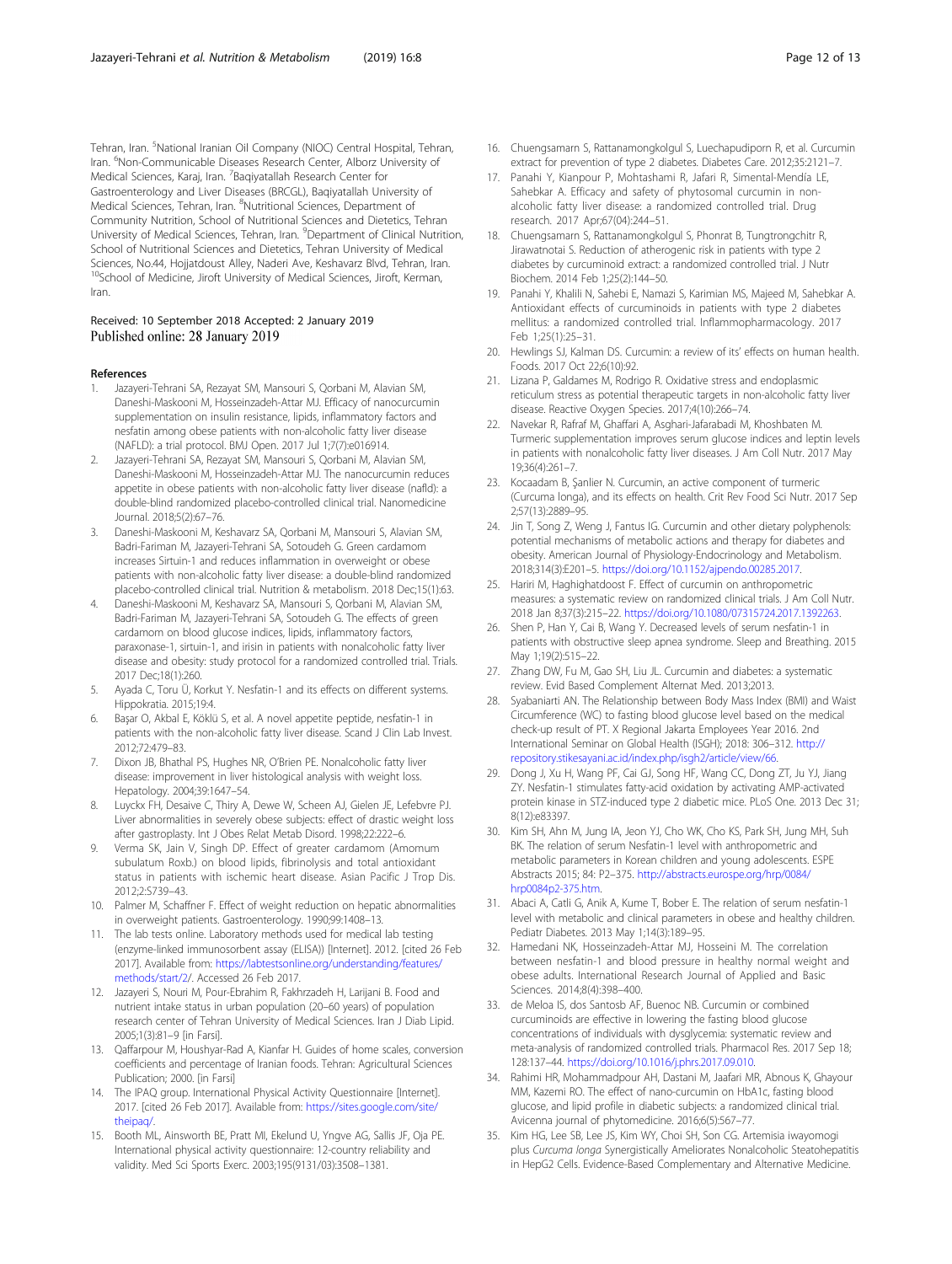Tehran, Iran. [5]National Iranian Oil Company (NIOC) Central Hospital, Tehran, Iran. [6]Non-Communicable Diseases Research Center, Alborz University of Medical Sciences, Karaj, Iran. [7]Baqiyatallah Research Center for Gastroenterology and Liver Diseases (BRCGL), Baqiyatallah University of Medical Sciences, Tehran, Iran. [8]Nutritional Sciences, Department of Community Nutrition, School of Nutritional Sciences and Dietetics, Tehran University of Medical Sciences, Tehran, Iran. [9]Department of Clinical Nutrition, School of Nutritional Sciences and Dietetics, Tehran University of Medical Sciences, No.44, Hojjatdoust Alley, Naderi Ave, Keshavarz Blvd, Tehran, Iran. [10]School of Medicine, Jiroft University of Medical Sciences, Jiroft, Kerman, Iran.

Received: 10 September 2018 Accepted: 2 January 2019
Published online: 28 January 2019

## References

1. Jazayeri-Tehrani SA, Rezayat SM, Mansouri S, Qorbani M, Alavian SM, Daneshi-Maskooni M, Hosseinzadeh-Attar MJ. Efficacy of nanocurcumin supplementation on insulin resistance, lipids, inflammatory factors and nesfatin among obese patients with non-alcoholic fatty liver disease (NAFLD): a trial protocol. BMJ Open. 2017 Jul 1;7(7):e016914.
2. Jazayeri-Tehrani SA, Rezayat SM, Mansouri S, Qorbani M, Alavian SM, Daneshi-Maskooni M, Hosseinzadeh-Attar MJ. The nanocurcumin reduces appetite in obese patients with non-alcoholic fatty liver disease (nafld): a double-blind randomized placebo-controlled clinical trial. Nanomedicine Journal. 2018;5(2):67–76.
3. Daneshi-Maskooni M, Keshavarz SA, Qorbani M, Mansouri S, Alavian SM, Badri-Fariman M, Jazayeri-Tehrani SA, Sotoudeh G. Green cardamom increases Sirtuin-1 and reduces inflammation in overweight or obese patients with non-alcoholic fatty liver disease: a double-blind randomized placebo-controlled clinical trial. Nutrition & metabolism. 2018 Dec;15(1):63.
4. Daneshi-Maskooni M, Keshavarz SA, Mansouri S, Qorbani M, Alavian SM, Badri-Fariman M, Jazayeri-Tehrani SA, Sotoudeh G. The effects of green cardamom on blood glucose indices, lipids, inflammatory factors, paraxonase-1, sirtuin-1, and irisin in patients with nonalcoholic fatty liver disease and obesity: study protocol for a randomized controlled trial. Trials. 2017 Dec;18(1):260.
5. Ayada C, Toru Ü, Korkut Y. Nesfatin-1 and its effects on different systems. Hippokratia. 2015;19:4.
6. Başar O, Akbal E, Köklü S, et al. A novel appetite peptide, nesfatin-1 in patients with the non-alcoholic fatty liver disease. Scand J Clin Lab Invest. 2012;72:479–83.
7. Dixon JB, Bhathal PS, Hughes NR, O'Brien PE. Nonalcoholic fatty liver disease: improvement in liver histological analysis with weight loss. Hepatology. 2004;39:1647–54.
8. Luyckx FH, Desaive C, Thiry A, Dewe W, Scheen AJ, Gielen JE, Lefebvre PJ. Liver abnormalities in severely obese subjects: effect of drastic weight loss after gastroplasty. Int J Obes Relat Metab Disord. 1998;22:222–6.
9. Verma SK, Jain V, Singh DP. Effect of greater cardamom (Amomum subulatum Roxb.) on blood lipids, fibrinolysis and total antioxidant status in patients with ischemic heart disease. Asian Pacific J Trop Dis. 2012;2:S739–43.
10. Palmer M, Schaffner F. Effect of weight reduction on hepatic abnormalities in overweight patients. Gastroenterology. 1990;99:1408–13.
11. The lab tests online. Laboratory methods used for medical lab testing (enzyme-linked immunosorbent assay (ELISA)) [Internet]. 2012. [cited 26 Feb 2017]. Available from: https://labtestsonline.org/understanding/features/methods/start/2/. Accessed 26 Feb 2017.
12. Jazayeri S, Nouri M, Pour-Ebrahim R, Fakhrzadeh H, Larijani B. Food and nutrient intake status in urban population (20–60 years) of population research center of Tehran University of Medical Sciences. Iran J Diab Lipid. 2005;1(3):81–9 [in Farsi].
13. Qaffarpour M, Houshyar-Rad A, Kianfar H. Guides of home scales, conversion coefficients and percentage of Iranian foods. Tehran: Agricultural Sciences Publication; 2000. [in Farsi]
14. The IPAQ group. International Physical Activity Questionnaire [Internet]. 2017. [cited 26 Feb 2017]. Available from: https://sites.google.com/site/theipaq/.
15. Booth ML, Ainsworth BE, Pratt MI, Ekelund U, Yngve AG, Sallis JF, Oja PE. International physical activity questionnaire: 12-country reliability and validity. Med Sci Sports Exerc. 2003;195(9131/03):3508–1381.
16. Chuengsamarn S, Rattanamongkolgul S, Luechapudiporn R, et al. Curcumin extract for prevention of type 2 diabetes. Diabetes Care. 2012;35:2121–7.
17. Panahi Y, Kianpour P, Mohtashami R, Jafari R, Simental-Mendía LE, Sahebkar A. Efficacy and safety of phytosomal curcumin in non-alcoholic fatty liver disease: a randomized controlled trial. Drug research. 2017 Apr;67(04):244–51.
18. Chuengsamarn S, Rattanamongkolgul S, Phonrat B, Tungtrongchitr R, Jirawatnotai S. Reduction of atherogenic risk in patients with type 2 diabetes by curcuminoid extract: a randomized controlled trial. J Nutr Biochem. 2014 Feb 1;25(2):144–50.
19. Panahi Y, Khalili N, Sahebi E, Namazi S, Karimian MS, Majeed M, Sahebkar A. Antioxidant effects of curcuminoids in patients with type 2 diabetes mellitus: a randomized controlled trial. Inflammopharmacology. 2017 Feb 1;25(1):25–31.
20. Hewlings SJ, Kalman DS. Curcumin: a review of its' effects on human health. Foods. 2017 Oct 22;6(10):92.
21. Lizana P, Galdames M, Rodrigo R. Oxidative stress and endoplasmic reticulum stress as potential therapeutic targets in non-alcoholic fatty liver disease. Reactive Oxygen Species. 2017;4(10):266–74.
22. Navekar R, Rafraf M, Ghaffari A, Asghari-Jafarabadi M, Khoshbaten M. Turmeric supplementation improves serum glucose indices and leptin levels in patients with nonalcoholic fatty liver diseases. J Am Coll Nutr. 2017 May 19;36(4):261–7.
23. Kocaadam B, Şanlier N. Curcumin, an active component of turmeric (Curcuma longa), and its effects on health. Crit Rev Food Sci Nutr. 2017 Sep 2;57(13):2889–95.
24. Jin T, Song Z, Weng J, Fantus IG. Curcumin and other dietary polyphenols: potential mechanisms of metabolic actions and therapy for diabetes and obesity. American Journal of Physiology-Endocrinology and Metabolism. 2018;314(3):E201–5. https://doi.org/10.1152/ajpendo.00285.2017.
25. Hariri M, Haghighatdoost F. Effect of curcumin on anthropometric measures: a systematic review on randomized clinical trials. J Am Coll Nutr. 2018 Jan 8;37(3):215–22. https://doi.org/10.1080/07315724.2017.1392263.
26. Shen P, Han Y, Cai B, Wang Y. Decreased levels of serum nesfatin-1 in patients with obstructive sleep apnea syndrome. Sleep and Breathing. 2015 May 1;19(2):515–22.
27. Zhang DW, Fu M, Gao SH, Liu JL. Curcumin and diabetes: a systematic review. Evid Based Complement Alternat Med. 2013;2013.
28. Syabaniarti AN. The Relationship between Body Mass Index (BMI) and Waist Circumference (WC) to fasting blood glucose level based on the medical check-up result of PT. X Regional Jakarta Employees Year 2016. 2nd International Seminar on Global Health (ISGH); 2018: 306–312. http://repository.stikesayani.ac.id/index.php/isgh2/article/view/66.
29. Dong J, Xu H, Wang PF, Cai GJ, Song HF, Wang CC, Dong ZT, Ju YJ, Jiang ZY. Nesfatin-1 stimulates fatty-acid oxidation by activating AMP-activated protein kinase in STZ-induced type 2 diabetic mice. PLoS One. 2013 Dec 31;8(12):e83397.
30. Kim SH, Ahn M, Jung IA, Jeon YJ, Cho WK, Cho KS, Park SH, Jung MH, Suh BK. The relation of serum Nesfatin-1 level with anthropometric and metabolic parameters in Korean children and young adolescents. ESPE Abstracts 2015; 84: P2–375. http://abstracts.eurospe.org/hrp/0084/hrp0084p2-375.htm.
31. Abaci A, Catli G, Anik A, Kume T, Bober E. The relation of serum nesfatin-1 level with metabolic and clinical parameters in obese and healthy children. Pediatr Diabetes. 2013 May 1;14(3):189–95.
32. Hamedani NK, Hosseinzadeh-Attar MJ, Hosseini M. The correlation between nesfatin-1 and blood pressure in healthy normal weight and obese adults. International Research Journal of Applied and Basic Sciences. 2014;8(4):398–400.
33. de Meloa IS, dos Santosb AF, Buenoc NB. Curcumin or combined curcuminoids are effective in lowering the fasting blood glucose concentrations of individuals with dysglycemia: systematic review and meta-analysis of randomized controlled trials. Pharmacol Res. 2017 Sep 18;128:137–44. https://doi.org/10.1016/j.phrs.2017.09.010.
34. Rahimi HR, Mohammadpour AH, Dastani M, Jaafari MR, Abnous K, Ghayour MM, Kazemi RO. The effect of nano-curcumin on HbA1c, fasting blood glucose, and lipid profile in diabetic subjects: a randomized clinical trial. Avicenna journal of phytomedicine. 2016;6(5):567–77.
35. Kim HG, Lee SB, Lee JS, Kim WY, Choi SH, Son CG. Artemisia iwayomogi plus *Curcuma longa* Synergistically Ameliorates Nonalcoholic Steatohepatitis in HepG2 Cells. Evidence-Based Complementary and Alternative Medicine.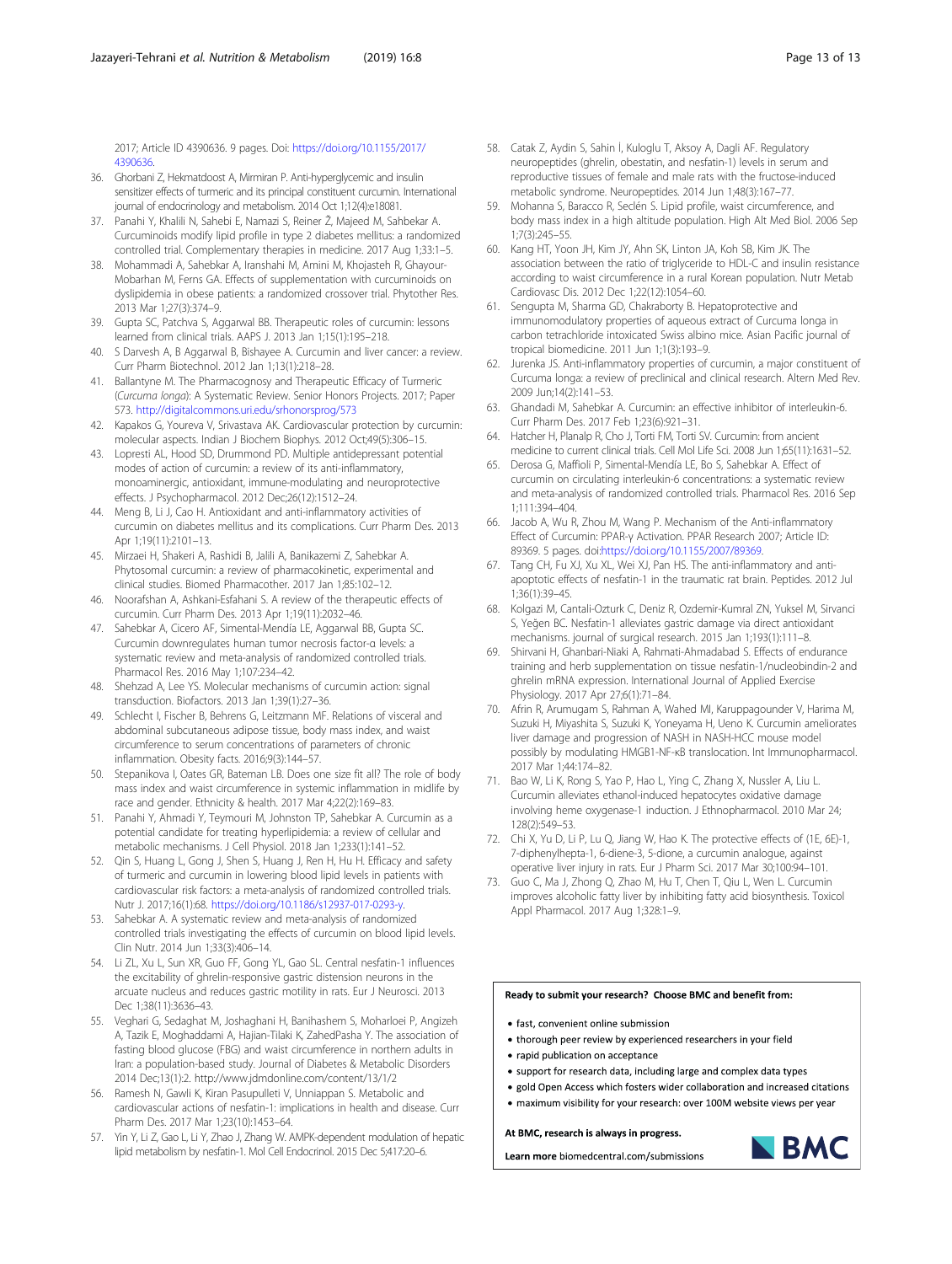2017; Article ID 4390636. 9 pages. Doi: https://doi.org/10.1155/2017/4390636.

36. Ghorbani Z, Hekmatdoost A, Mirmiran P. Anti-hyperglycemic and insulin sensitizer effects of turmeric and its principal constituent curcumin. International journal of endocrinology and metabolism. 2014 Oct 1;12(4):e18081.
37. Panahi Y, Khalili N, Sahebi E, Namazi S, Reiner Ž, Majeed M, Sahebkar A. Curcuminoids modify lipid profile in type 2 diabetes mellitus: a randomized controlled trial. Complementary therapies in medicine. 2017 Aug 1;33:1–5.
38. Mohammadi A, Sahebkar A, Iranshahi M, Amini M, Khojasteh R, Ghayour-Mobarhan M, Ferns GA. Effects of supplementation with curcuminoids on dyslipidemia in obese patients: a randomized crossover trial. Phytother Res. 2013 Mar 1;27(3):374–9.
39. Gupta SC, Patchva S, Aggarwal BB. Therapeutic roles of curcumin: lessons learned from clinical trials. AAPS J. 2013 Jan 1;15(1):195–218.
40. S Darvesh A, B Aggarwal B, Bishayee A. Curcumin and liver cancer: a review. Curr Pharm Biotechnol. 2012 Jan 1;13(1):218–28.
41. Ballantyne M. The Pharmacognosy and Therapeutic Efficacy of Turmeric (*Curcuma longa*): A Systematic Review. Senior Honors Projects. 2017; Paper 573. http://digitalcommons.uri.edu/srhonorsprog/573
42. Kapakos G, Youreva V, Srivastava AK. Cardiovascular protection by curcumin: molecular aspects. Indian J Biochem Biophys. 2012 Oct;49(5):306–15.
43. Lopresti AL, Hood SD, Drummond PD. Multiple antidepressant potential modes of action of curcumin: a review of its anti-inflammatory, monoaminergic, antioxidant, immune-modulating and neuroprotective effects. J Psychopharmacol. 2012 Dec;26(12):1512–24.
44. Meng B, Li J, Cao H. Antioxidant and anti-inflammatory activities of curcumin on diabetes mellitus and its complications. Curr Pharm Des. 2013 Apr 1;19(11):2101–13.
45. Mirzaei H, Shakeri A, Rashidi B, Jalili A, Banikazemi Z, Sahebkar A. Phytosomal curcumin: a review of pharmacokinetic, experimental and clinical studies. Biomed Pharmacother. 2017 Jan 1;85:102–12.
46. Noorafshan A, Ashkani-Esfahani S. A review of the therapeutic effects of curcumin. Curr Pharm Des. 2013 Apr 1;19(11):2032–46.
47. Sahebkar A, Cicero AF, Simental-Mendía LE, Aggarwal BB, Gupta SC. Curcumin downregulates human tumor necrosis factor-α levels: a systematic review and meta-analysis of randomized controlled trials. Pharmacol Res. 2016 May 1;107:234–42.
48. Shehzad A, Lee YS. Molecular mechanisms of curcumin action: signal transduction. Biofactors. 2013 Jan 1;39(1):27–36.
49. Schlecht I, Fischer B, Behrens G, Leitzmann MF. Relations of visceral and abdominal subcutaneous adipose tissue, body mass index, and waist circumference to serum concentrations of parameters of chronic inflammation. Obesity facts. 2016;9(3):144–57.
50. Stepanikova I, Oates GR, Bateman LB. Does one size fit all? The role of body mass index and waist circumference in systemic inflammation in midlife by race and gender. Ethnicity & health. 2017 Mar 4;22(2):169–83.
51. Panahi Y, Ahmadi Y, Teymouri M, Johnston TP, Sahebkar A. Curcumin as a potential candidate for treating hyperlipidemia: a review of cellular and metabolic mechanisms. J Cell Physiol. 2018 Jan 1;233(1):141–52.
52. Qin S, Huang L, Gong J, Shen S, Huang J, Ren H, Hu H. Efficacy and safety of turmeric and curcumin in lowering blood lipid levels in patients with cardiovascular risk factors: a meta-analysis of randomized controlled trials. Nutr J. 2017;16(1):68. https://doi.org/10.1186/s12937-017-0293-y.
53. Sahebkar A. A systematic review and meta-analysis of randomized controlled trials investigating the effects of curcumin on blood lipid levels. Clin Nutr. 2014 Jun 1;33(3):406–14.
54. Li ZL, Xu L, Sun XR, Guo FF, Gong YL, Gao SL. Central nesfatin-1 influences the excitability of ghrelin-responsive gastric distension neurons in the arcuate nucleus and reduces gastric motility in rats. Eur J Neurosci. 2013 Dec 1;38(11):3636–43.
55. Veghari G, Sedaghat M, Joshaghani H, Banihashem S, Moharloei P, Angizeh A, Tazik E, Moghaddami A, Hajian-Tilaki K, ZahedPasha Y. The association of fasting blood glucose (FBG) and waist circumference in northern adults in Iran: a population-based study. Journal of Diabetes & Metabolic Disorders 2014 Dec;13(1):2. http://www.jdmdonline.com/content/13/1/2
56. Ramesh N, Gawli K, Kiran Pasupulleti V, Unniappan S. Metabolic and cardiovascular actions of nesfatin-1: implications in health and disease. Curr Pharm Des. 2017 Mar 1;23(10):1453–64.
57. Yin Y, Li Z, Gao L, Li Y, Zhao J, Zhang W. AMPK-dependent modulation of hepatic lipid metabolism by nesfatin-1. Mol Cell Endocrinol. 2015 Dec 5;417:20–6.
58. Catak Z, Aydin S, Sahin İ, Kuloglu T, Aksoy A, Dagli AF. Regulatory neuropeptides (ghrelin, obestatin, and nesfatin-1) levels in serum and reproductive tissues of female and male rats with the fructose-induced metabolic syndrome. Neuropeptides. 2014 Jun 1;48(3):167–77.
59. Mohanna S, Baracco R, Seclén S. Lipid profile, waist circumference, and body mass index in a high altitude population. High Alt Med Biol. 2006 Sep 1;7(3):245–55.
60. Kang HT, Yoon JH, Kim JY, Ahn SK, Linton JA, Koh SB, Kim JK. The association between the ratio of triglyceride to HDL-C and insulin resistance according to waist circumference in a rural Korean population. Nutr Metab Cardiovasc Dis. 2012 Dec 1;22(12):1054–60.
61. Sengupta M, Sharma GD, Chakraborty B. Hepatoprotective and immunomodulatory properties of aqueous extract of Curcuma longa in carbon tetrachloride intoxicated Swiss albino mice. Asian Pacific journal of tropical biomedicine. 2011 Jun 1;1(3):193–9.
62. Jurenka JS. Anti-inflammatory properties of curcumin, a major constituent of Curcuma longa: a review of preclinical and clinical research. Altern Med Rev. 2009 Jun;14(2):141–53.
63. Ghandadi M, Sahebkar A. Curcumin: an effective inhibitor of interleukin-6. Curr Pharm Des. 2017 Feb 1;23(6):921–31.
64. Hatcher H, Planalp R, Cho J, Torti FM, Torti SV. Curcumin: from ancient medicine to current clinical trials. Cell Mol Life Sci. 2008 Jun 1;65(11):1631–52.
65. Derosa G, Maffioli P, Simental-Mendía LE, Bo S, Sahebkar A. Effect of curcumin on circulating interleukin-6 concentrations: a systematic review and meta-analysis of randomized controlled trials. Pharmacol Res. 2016 Sep 1;111:394–404.
66. Jacob A, Wu R, Zhou M, Wang P. Mechanism of the Anti-inflammatory Effect of Curcumin: PPAR-γ Activation. PPAR Research 2007; Article ID: 89369. 5 pages. doi:https://doi.org/10.1155/2007/89369.
67. Tang CH, Fu XJ, Xu XL, Wei XJ, Pan HS. The anti-inflammatory and anti-apoptotic effects of nesfatin-1 in the traumatic rat brain. Peptides. 2012 Jul 1;36(1):39–45.
68. Kolgazi M, Cantali-Ozturk C, Deniz R, Ozdemir-Kumral ZN, Yuksel M, Sirvanci S, Yeğen BC. Nesfatin-1 alleviates gastric damage via direct antioxidant mechanisms. journal of surgical research. 2015 Jan 1;193(1):111–8.
69. Shirvani H, Ghanbari-Niaki A, Rahmati-Ahmadabad S. Effects of endurance training and herb supplementation on tissue nesfatin-1/nucleobindin-2 and ghrelin mRNA expression. International Journal of Applied Exercise Physiology. 2017 Apr 27;6(1):71–84.
70. Afrin R, Arumugam S, Rahman A, Wahed MI, Karuppagounder V, Harima M, Suzuki H, Miyashita S, Suzuki K, Yoneyama H, Ueno K. Curcumin ameliorates liver damage and progression of NASH in NASH-HCC mouse model possibly by modulating HMGB1-NF-κB translocation. Int Immunopharmacol. 2017 Mar 1;44:174–82.
71. Bao W, Li K, Rong S, Yao P, Hao L, Ying C, Zhang X, Nussler A, Liu L. Curcumin alleviates ethanol-induced hepatocytes oxidative damage involving heme oxygenase-1 induction. J Ethnopharmacol. 2010 Mar 24; 128(2):549–53.
72. Chi X, Yu D, Li P, Lu Q, Jiang W, Hao K. The protective effects of (1E, 6E)-1, 7-diphenylhepta-1, 6-diene-3, 5-dione, a curcumin analogue, against operative liver injury in rats. Eur J Pharm Sci. 2017 Mar 30;100:94–101.
73. Guo C, Ma J, Zhong Q, Zhao M, Hu T, Chen T, Qiu L, Wen L. Curcumin improves alcoholic fatty liver by inhibiting fatty acid biosynthesis. Toxicol Appl Pharmacol. 2017 Aug 1;328:1–9.

**Ready to submit your research? Choose BMC and benefit from:**

- fast, convenient online submission
- thorough peer review by experienced researchers in your field
- rapid publication on acceptance
- support for research data, including large and complex data types
- gold Open Access which fosters wider collaboration and increased citations
- maximum visibility for your research: over 100M website views per year

**At BMC, research is always in progress.**

**Learn more** biomedcentral.com/submissions

BMC